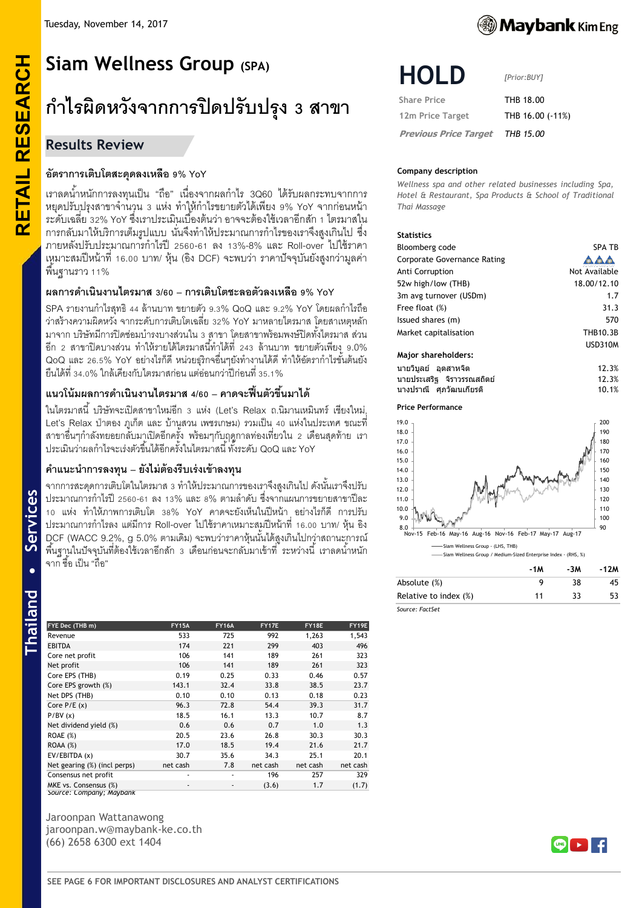Tuesday, November 14, 2017

RETAIL RESEARCH

# Siam Wellness Group (SPA)

# กำไรผิดหวังจากการปิดปรับปรุง 3 สาขา

## Results Review

### อัตราการเติบโตสะดุดลงเหลือ 9% YoY

เราลดน้ำหนักการลงทุนเป็น "ถือ" เนื่องจากผลกำไร 3Q60 ได้รับผลกระทบจากการหยุดปรับปรุงสาขาจำนวน 3 แห่ง ทำให้กำไรขยายตัวได้เพียง 9% YoY จากก่อนหน้าระดับเฉลี่ย 32% YoY ซึ่งเราประเมินเบื้องต้นว่า อาจจะต้องใช้เวลาอีกสัก 1 ไตรมาสในการกลับมาให้บริการเต็มรูปแบบ นั่นจึงทำให้ประมาณการกำไรของเราจึงสูงเกินไป ซึ่งภายหลังปรับประมาณการกำไรปี 2560-61 ลง 13%-8% และ Roll-over ไปใช้ราคาเหมาะสมปีหน้าที่ 16.00 บาท/ หุ้น (อิง DCF) จะพบว่า ราคาปัจจุบันยังสูงกว่ามูลค่าพื้นฐานราว 11%

### ผลการดำเนินงานไตรมาส 3/60 – การเติบโตชะลอตัวลงเหลือ 9% YoY

SPA รายงานกำไรสุทธิ 44 ล้านบาท ขยายตัว 9.3% QoQ และ 9.2% YoY โดยผลกำไรถือว่าสร้างความผิดหวัง จากระดับการเติบโตเฉลี่ย 32% YoY มาหลายไตรมาส โดยสาเหตุหลักมาจาก บริษัทมีการปิดซ่อมบำรุงบางส่วนใน 3 สาขา โดยสาขาพร้อมพงษ์ปิดทั้งไตรมาส ส่วนอีก 2 สาขาปิดบางส่วน ทำให้รายได้ไตรมาสนี้ทำได้ที่ 243 ล้านบาท ขยายตัวเพียง 9.0% QoQ และ 26.5% YoY อย่างไรก็ดี หน่วยธุรกิจอื่นๆยังทำงานได้ดี ทำให้อัตรากำไรขั้นต้นยังยืนได้ที่ 34.0% ใกล้เคียงกับไตรมาสก่อน แต่อ่อนกว่าปีก่อนที่ 35.1%

### แนวโน้มผลการดำเนินงานไตรมาส 4/60 – คาดจะฟื้นตัวขึ้นมาได้

ในไตรมาสนี้ บริษัทจะเปิดสาขาใหม่อีก 3 แห่ง (Let's Relax ถ.นิมานเหมินทร์ เชียงใหม่, Let's Relax ป่าตอง ภูเก็ต และ บ้านสวน เพชรเกษม) รวมเป็น 40 แห่งในประเทศ ขณะที่สาขาอื่นๆกำลังทยอยกลับมาเปิดอีกครั้ง พร้อมๆกับฤดูกาลท่องเที่ยวใน 2 เดือนสุดท้าย เราประเมินว่าผลกำไรจะเร่งตัวขึ้นได้อีกครั้งในไตรมาสนี้ ทั้งระดับ QoQ และ YoY

### คำแนะนำการลงทุน – ยังไม่ต้องรีบเร่งเข้าลงทุน

จากการสะดุดการเติบโตในไตรมาส 3 ทำให้ประมาณการของเราจึงสูงเกินไป ดังนั้นเราจึงปรับประมาณการกำไรปี 2560-61 ลง 13% และ 8% ตามลำดับ ซึ่งจากแผนการขยายสาขาปีละ 10 แห่ง ทำให้ภาพการเติบโต 38% YoY คาดจะยังเห็นในปีหน้า อย่างไรก็ดี การปรับประมาณการกำไรลง แต่มีการ Roll-over ไปใช้ราคาเหมาะสมปีหน้าที่ 16.00 บาท/ หุ้น อิง DCF (WACC 9.2%, g 5.0% ตามเดิม) จะพบว่าราคาหุ้นนั้นได้สูงเกินไปกว่าสถานะการณ์พื้นฐานในปัจจุบันที่ต้องใช้เวลาอีกสัก 3 เดือนก่อนจะกลับมาเข้าที่ ระหว่างนี้ เราลดน้ำหนักจาก ซื้อ เป็น "ถือ"

| FYE Dec (THB m) | FY15A | FY16A | FY17E | FY18E | FY19E |
|---|---|---|---|---|---|
| Revenue | 533 | 725 | 992 | 1,263 | 1,543 |
| EBITDA | 174 | 221 | 299 | 403 | 496 |
| Core net profit | 106 | 141 | 189 | 261 | 323 |
| Net profit | 106 | 141 | 189 | 261 | 323 |
| Core EPS (THB) | 0.19 | 0.25 | 0.33 | 0.46 | 0.57 |
| Core EPS growth (%) | 143.1 | 32.4 | 33.8 | 38.5 | 23.7 |
| Net DPS (THB) | 0.10 | 0.10 | 0.13 | 0.18 | 0.23 |
| Core P/E (x) | 96.3 | 72.8 | 54.4 | 39.3 | 31.7 |
| P/BV (x) | 18.5 | 16.1 | 13.3 | 10.7 | 8.7 |
| Net dividend yield (%) | 0.6 | 0.6 | 0.7 | 1.0 | 1.3 |
| ROAE (%) | 20.5 | 23.6 | 26.8 | 30.3 | 30.3 |
| ROAA (%) | 17.0 | 18.5 | 19.4 | 21.6 | 21.7 |
| EV/EBITDA (x) | 30.7 | 35.6 | 34.3 | 25.1 | 20.1 |
| Net gearing (%) (incl perps) | net cash | 7.8 | net cash | net cash | net cash |
| Consensus net profit | - | - | 196 | 257 | 329 |
| MKE vs. Consensus (%) | - | - | (3.6) | 1.7 | (1.7) |

Source: Company; Maybank

Jaroonpan Wattanawong
jaroonpan.w@maybank-ke.co.th
(66) 2658 6300 ext 1404

# HOLD

*[Prior:BUY]*

| | |
|---|---|
| Share Price | THB 18.00 |
| 12m Price Target | THB 16.00 (-11%) |
| *Previous Price Target* | *THB 15.00* |

**Company description**

*Wellness spa and other related businesses including Spa, Hotel & Restaurant, Spa Products & School of Traditional Thai Massage*

**Statistics**

| | |
|---|---|
| Bloomberg code | SPA TB |
| Corporate Governance Rating | |
| Anti Corruption | Not Available |
| 52w high/low (THB) | 18.00/12.10 |
| 3m avg turnover (USDm) | 1.7 |
| Free float (%) | 31.3 |
| Issued shares (m) | 570 |
| Market capitalisation | THB10.3B |
| | USD310M |

**Major shareholders:**

| | |
|---|---|
| นายวิบูลย์ อุตสาหจิต | 12.3% |
| นายประเสริฐ จิราวรรณสถิตย์ | 12.3% |
| นางปราณี ศุภวัฒนเกียรติ | 10.1% |

**Price Performance**

—— Siam Wellness Group - (LHS, THB)
—— Siam Wellness Group / Medium-Sized Enterprise Index - (RHS, %)

| | -1M | -3M | -12M |
|---|---|---|---|
| Absolute (%) | 9 | 38 | 45 |
| Relative to index (%) | 11 | 33 | 53 |

Source: FactSet

SEE PAGE 6 FOR IMPORTANT DISCLOSURES AND ANALYST CERTIFICATIONS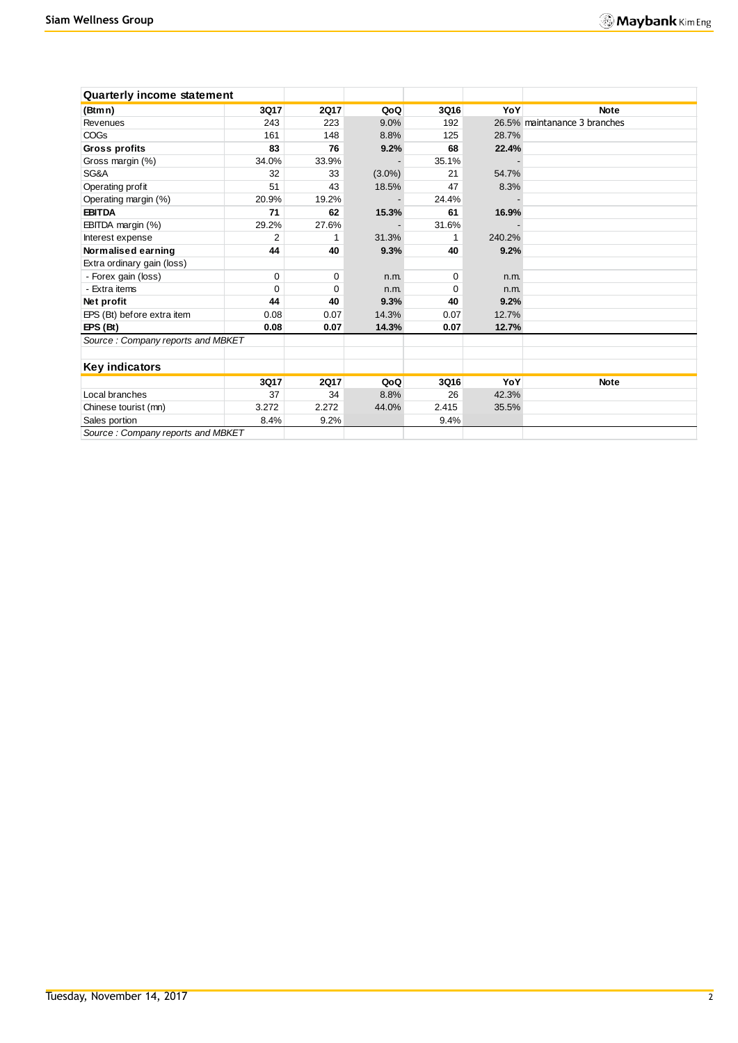**Quarterly income statement**

| (Btmn) | 3Q17 | 2Q17 | QoQ | 3Q16 | YoY | Note |
|---|---|---|---|---|---|---|
| Revenues | 243 | 223 | 9.0% | 192 | 26.5% | maintanance 3 branches |
| COGs | 161 | 148 | 8.8% | 125 | 28.7% | |
| **Gross profits** | **83** | **76** | **9.2%** | **68** | **22.4%** | |
| Gross margin (%) | 34.0% | 33.9% | - | 35.1% | - | |
| SG&A | 32 | 33 | (3.0%) | 21 | 54.7% | |
| Operating profit | 51 | 43 | 18.5% | 47 | 8.3% | |
| Operating margin (%) | 20.9% | 19.2% | - | 24.4% | - | |
| **EBITDA** | **71** | **62** | **15.3%** | **61** | **16.9%** | |
| EBITDA margin (%) | 29.2% | 27.6% | - | 31.6% | - | |
| Interest expense | 2 | 1 | 31.3% | 1 | 240.2% | |
| **Normalised earning** | **44** | **40** | **9.3%** | **40** | **9.2%** | |
| Extra ordinary gain (loss) | | | | | | |
| - Forex gain (loss) | 0 | 0 | n.m. | 0 | n.m. | |
| - Extra items | 0 | 0 | n.m. | 0 | n.m. | |
| **Net profit** | **44** | **40** | **9.3%** | **40** | **9.2%** | |
| EPS (Bt) before extra item | 0.08 | 0.07 | 14.3% | 0.07 | 12.7% | |
| **EPS (Bt)** | **0.08** | **0.07** | **14.3%** | **0.07** | **12.7%** | |

*Source : Company reports and MBKET*

**Key indicators**

| | 3Q17 | 2Q17 | QoQ | 3Q16 | YoY | Note |
|---|---|---|---|---|---|---|
| Local branches | 37 | 34 | 8.8% | 26 | 42.3% | |
| Chinese tourist (mn) | 3.272 | 2.272 | 44.0% | 2.415 | 35.5% | |
| Sales portion | 8.4% | 9.2% | | 9.4% | | |

*Source : Company reports and MBKET*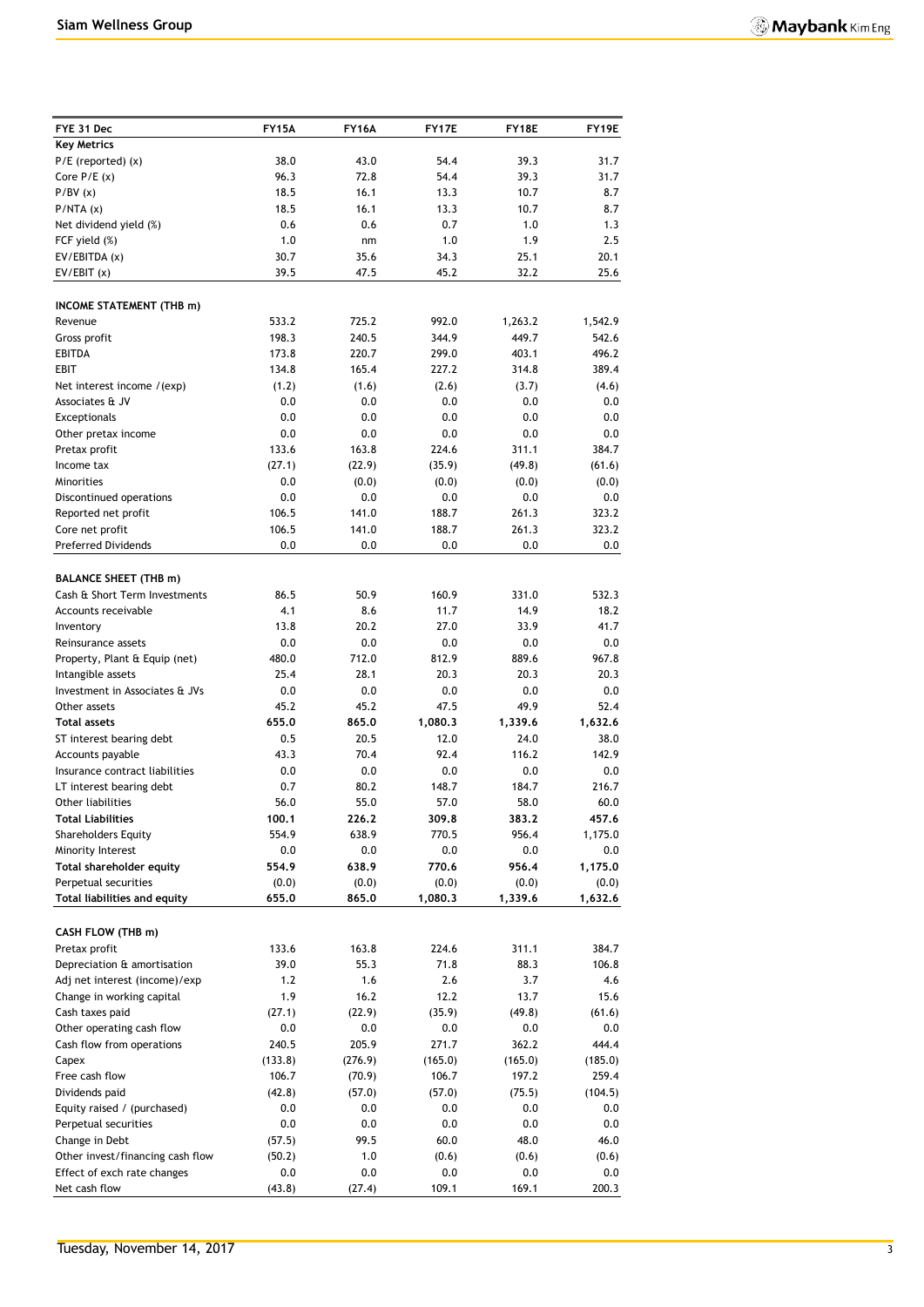| FYE 31 Dec | FY15A | FY16A | FY17E | FY18E | FY19E |
|---|---|---|---|---|---|
| **Key Metrics** | | | | | |
| P/E (reported) (x) | 38.0 | 43.0 | 54.4 | 39.3 | 31.7 |
| Core P/E (x) | 96.3 | 72.8 | 54.4 | 39.3 | 31.7 |
| P/BV (x) | 18.5 | 16.1 | 13.3 | 10.7 | 8.7 |
| P/NTA (x) | 18.5 | 16.1 | 13.3 | 10.7 | 8.7 |
| Net dividend yield (%) | 0.6 | 0.6 | 0.7 | 1.0 | 1.3 |
| FCF yield (%) | 1.0 | nm | 1.0 | 1.9 | 2.5 |
| EV/EBITDA (x) | 30.7 | 35.6 | 34.3 | 25.1 | 20.1 |
| EV/EBIT (x) | 39.5 | 47.5 | 45.2 | 32.2 | 25.6 |
| | | | | | |
| **INCOME STATEMENT (THB m)** | | | | | |
| Revenue | 533.2 | 725.2 | 992.0 | 1,263.2 | 1,542.9 |
| Gross profit | 198.3 | 240.5 | 344.9 | 449.7 | 542.6 |
| EBITDA | 173.8 | 220.7 | 299.0 | 403.1 | 496.2 |
| EBIT | 134.8 | 165.4 | 227.2 | 314.8 | 389.4 |
| Net interest income /(exp) | (1.2) | (1.6) | (2.6) | (3.7) | (4.6) |
| Associates & JV | 0.0 | 0.0 | 0.0 | 0.0 | 0.0 |
| Exceptionals | 0.0 | 0.0 | 0.0 | 0.0 | 0.0 |
| Other pretax income | 0.0 | 0.0 | 0.0 | 0.0 | 0.0 |
| Pretax profit | 133.6 | 163.8 | 224.6 | 311.1 | 384.7 |
| Income tax | (27.1) | (22.9) | (35.9) | (49.8) | (61.6) |
| Minorities | 0.0 | (0.0) | (0.0) | (0.0) | (0.0) |
| Discontinued operations | 0.0 | 0.0 | 0.0 | 0.0 | 0.0 |
| Reported net profit | 106.5 | 141.0 | 188.7 | 261.3 | 323.2 |
| Core net profit | 106.5 | 141.0 | 188.7 | 261.3 | 323.2 |
| Preferred Dividends | 0.0 | 0.0 | 0.0 | 0.0 | 0.0 |
| | | | | | |
| **BALANCE SHEET (THB m)** | | | | | |
| Cash & Short Term Investments | 86.5 | 50.9 | 160.9 | 331.0 | 532.3 |
| Accounts receivable | 4.1 | 8.6 | 11.7 | 14.9 | 18.2 |
| Inventory | 13.8 | 20.2 | 27.0 | 33.9 | 41.7 |
| Reinsurance assets | 0.0 | 0.0 | 0.0 | 0.0 | 0.0 |
| Property, Plant & Equip (net) | 480.0 | 712.0 | 812.9 | 889.6 | 967.8 |
| Intangible assets | 25.4 | 28.1 | 20.3 | 20.3 | 20.3 |
| Investment in Associates & JVs | 0.0 | 0.0 | 0.0 | 0.0 | 0.0 |
| Other assets | 45.2 | 45.2 | 47.5 | 49.9 | 52.4 |
| **Total assets** | **655.0** | **865.0** | **1,080.3** | **1,339.6** | **1,632.6** |
| ST interest bearing debt | 0.5 | 20.5 | 12.0 | 24.0 | 38.0 |
| Accounts payable | 43.3 | 70.4 | 92.4 | 116.2 | 142.9 |
| Insurance contract liabilities | 0.0 | 0.0 | 0.0 | 0.0 | 0.0 |
| LT interest bearing debt | 0.7 | 80.2 | 148.7 | 184.7 | 216.7 |
| Other liabilities | 56.0 | 55.0 | 57.0 | 58.0 | 60.0 |
| **Total Liabilities** | **100.1** | **226.2** | **309.8** | **383.2** | **457.6** |
| Shareholders Equity | 554.9 | 638.9 | 770.5 | 956.4 | 1,175.0 |
| Minority Interest | 0.0 | 0.0 | 0.0 | 0.0 | 0.0 |
| **Total shareholder equity** | **554.9** | **638.9** | **770.6** | **956.4** | **1,175.0** |
| Perpetual securities | (0.0) | (0.0) | (0.0) | (0.0) | (0.0) |
| **Total liabilities and equity** | **655.0** | **865.0** | **1,080.3** | **1,339.6** | **1,632.6** |
| | | | | | |
| **CASH FLOW (THB m)** | | | | | |
| Pretax profit | 133.6 | 163.8 | 224.6 | 311.1 | 384.7 |
| Depreciation & amortisation | 39.0 | 55.3 | 71.8 | 88.3 | 106.8 |
| Adj net interest (income)/exp | 1.2 | 1.6 | 2.6 | 3.7 | 4.6 |
| Change in working capital | 1.9 | 16.2 | 12.2 | 13.7 | 15.6 |
| Cash taxes paid | (27.1) | (22.9) | (35.9) | (49.8) | (61.6) |
| Other operating cash flow | 0.0 | 0.0 | 0.0 | 0.0 | 0.0 |
| Cash flow from operations | 240.5 | 205.9 | 271.7 | 362.2 | 444.4 |
| Capex | (133.8) | (276.9) | (165.0) | (165.0) | (185.0) |
| Free cash flow | 106.7 | (70.9) | 106.7 | 197.2 | 259.4 |
| Dividends paid | (42.8) | (57.0) | (57.0) | (75.5) | (104.5) |
| Equity raised / (purchased) | 0.0 | 0.0 | 0.0 | 0.0 | 0.0 |
| Perpetual securities | 0.0 | 0.0 | 0.0 | 0.0 | 0.0 |
| Change in Debt | (57.5) | 99.5 | 60.0 | 48.0 | 46.0 |
| Other invest/financing cash flow | (50.2) | 1.0 | (0.6) | (0.6) | (0.6) |
| Effect of exch rate changes | 0.0 | 0.0 | 0.0 | 0.0 | 0.0 |
| Net cash flow | (43.8) | (27.4) | 109.1 | 169.1 | 200.3 |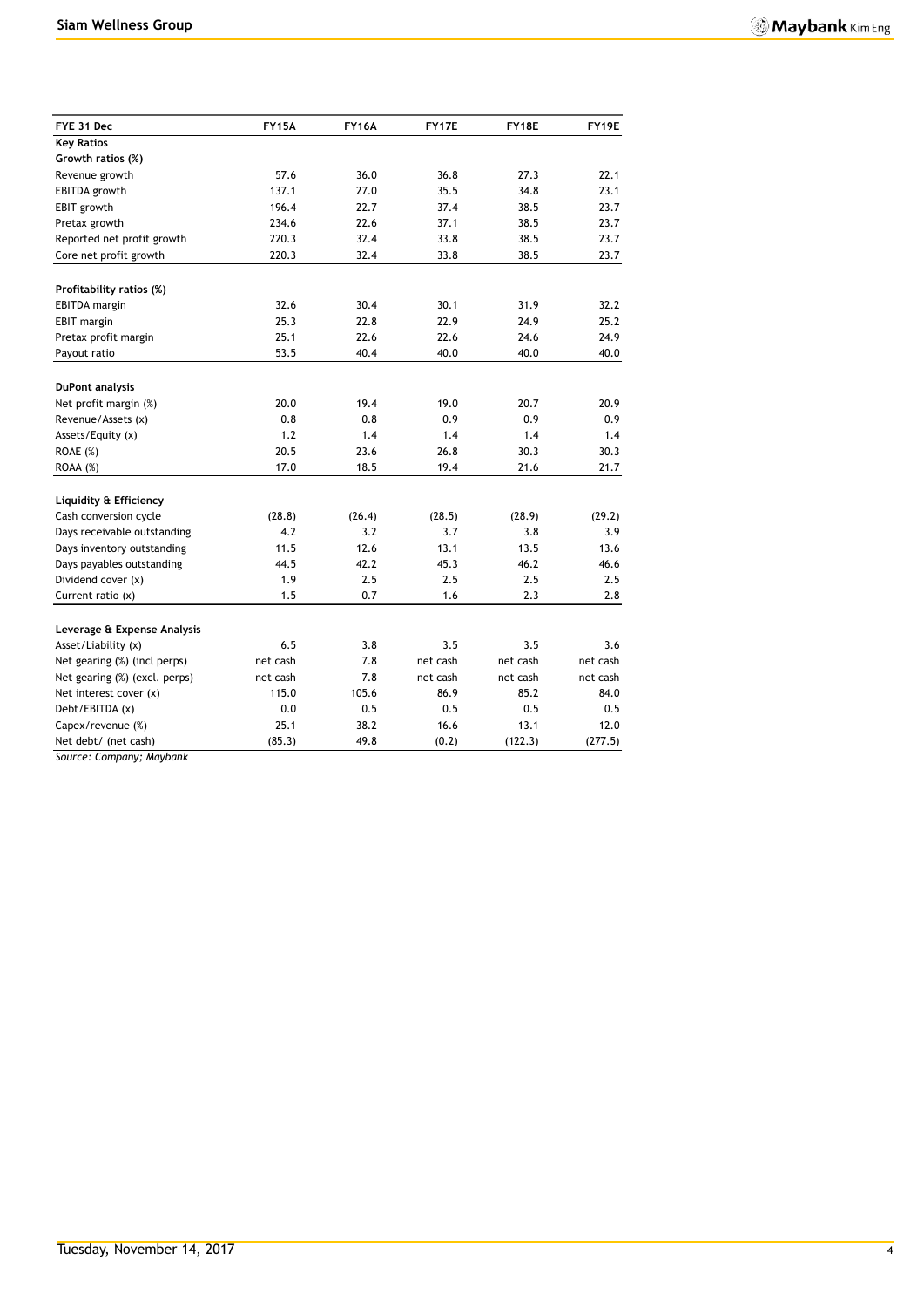| FYE 31 Dec | FY15A | FY16A | FY17E | FY18E | FY19E |
|---|---|---|---|---|---|
| **Key Ratios** | | | | | |
| **Growth ratios (%)** | | | | | |
| Revenue growth | 57.6 | 36.0 | 36.8 | 27.3 | 22.1 |
| EBITDA growth | 137.1 | 27.0 | 35.5 | 34.8 | 23.1 |
| EBIT growth | 196.4 | 22.7 | 37.4 | 38.5 | 23.7 |
| Pretax growth | 234.6 | 22.6 | 37.1 | 38.5 | 23.7 |
| Reported net profit growth | 220.3 | 32.4 | 33.8 | 38.5 | 23.7 |
| Core net profit growth | 220.3 | 32.4 | 33.8 | 38.5 | 23.7 |
| | | | | | |
| **Profitability ratios (%)** | | | | | |
| EBITDA margin | 32.6 | 30.4 | 30.1 | 31.9 | 32.2 |
| EBIT margin | 25.3 | 22.8 | 22.9 | 24.9 | 25.2 |
| Pretax profit margin | 25.1 | 22.6 | 22.6 | 24.6 | 24.9 |
| Payout ratio | 53.5 | 40.4 | 40.0 | 40.0 | 40.0 |
| | | | | | |
| **DuPont analysis** | | | | | |
| Net profit margin (%) | 20.0 | 19.4 | 19.0 | 20.7 | 20.9 |
| Revenue/Assets (x) | 0.8 | 0.8 | 0.9 | 0.9 | 0.9 |
| Assets/Equity (x) | 1.2 | 1.4 | 1.4 | 1.4 | 1.4 |
| ROAE (%) | 20.5 | 23.6 | 26.8 | 30.3 | 30.3 |
| ROAA (%) | 17.0 | 18.5 | 19.4 | 21.6 | 21.7 |
| | | | | | |
| **Liquidity & Efficiency** | | | | | |
| Cash conversion cycle | (28.8) | (26.4) | (28.5) | (28.9) | (29.2) |
| Days receivable outstanding | 4.2 | 3.2 | 3.7 | 3.8 | 3.9 |
| Days inventory outstanding | 11.5 | 12.6 | 13.1 | 13.5 | 13.6 |
| Days payables outstanding | 44.5 | 42.2 | 45.3 | 46.2 | 46.6 |
| Dividend cover (x) | 1.9 | 2.5 | 2.5 | 2.5 | 2.5 |
| Current ratio (x) | 1.5 | 0.7 | 1.6 | 2.3 | 2.8 |
| | | | | | |
| **Leverage & Expense Analysis** | | | | | |
| Asset/Liability (x) | 6.5 | 3.8 | 3.5 | 3.5 | 3.6 |
| Net gearing (%) (incl perps) | net cash | 7.8 | net cash | net cash | net cash |
| Net gearing (%) (excl. perps) | net cash | 7.8 | net cash | net cash | net cash |
| Net interest cover (x) | 115.0 | 105.6 | 86.9 | 85.2 | 84.0 |
| Debt/EBITDA (x) | 0.0 | 0.5 | 0.5 | 0.5 | 0.5 |
| Capex/revenue (%) | 25.1 | 38.2 | 16.6 | 13.1 | 12.0 |
| Net debt/ (net cash) | (85.3) | 49.8 | (0.2) | (122.3) | (277.5) |

*Source: Company; Maybank*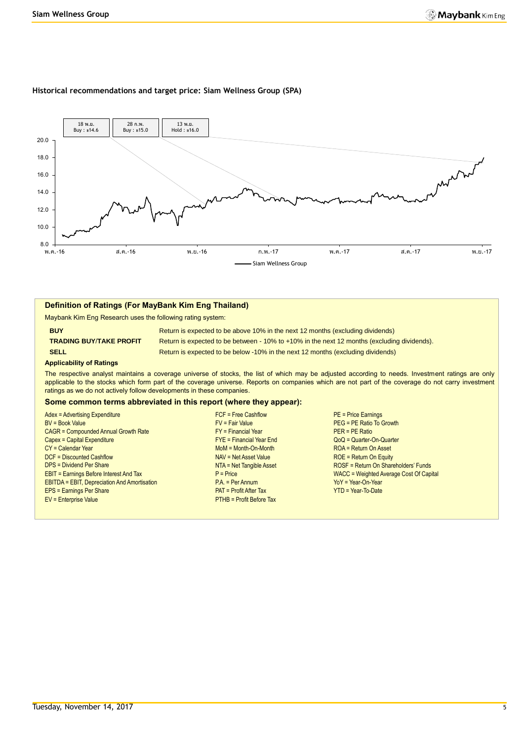### Historical recommendations and target price: Siam Wellness Group (SPA)

| Date | Rating | Target price |
| --- | --- | --- |
| 18 พ.ย. | Buy | ฿14.6 |
| 28 ก.พ. | Buy | ฿15.0 |
| 13 พ.ย. | Hold | ฿16.0 |

## Definition of Ratings (For MayBank Kim Eng Thailand)

Maybank Kim Eng Research uses the following rating system:

| | |
| --- | --- |
| **BUY** | Return is expected to be above 10% in the next 12 months (excluding dividends) |
| **TRADING BUY/TAKE PROFIT** | Return is expected to be between - 10% to +10% in the next 12 months (excluding dividends). |
| **SELL** | Return is expected to be below -10% in the next 12 months (excluding dividends) |

**Applicability of Ratings**

The respective analyst maintains a coverage universe of stocks, the list of which may be adjusted according to needs. Investment ratings are only applicable to the stocks which form part of the coverage universe. Reports on companies which are not part of the coverage do not carry investment ratings as we do not actively follow developments in these companies.

### Some common terms abbreviated in this report (where they appear):

Adex = Advertising Expenditure
BV = Book Value
CAGR = Compounded Annual Growth Rate
Capex = Capital Expenditure
CY = Calendar Year
DCF = Discounted Cashflow
DPS = Dividend Per Share
EBIT = Earnings Before Interest And Tax
EBITDA = EBIT, Depreciation And Amortisation
EPS = Earnings Per Share
EV = Enterprise Value
FCF = Free Cashflow
FV = Fair Value
FY = Financial Year
FYE = Financial Year End
MoM = Month-On-Month
NAV = Net Asset Value
NTA = Net Tangible Asset
P = Price
P.A. = Per Annum
PAT = Profit After Tax
PTHB = Profit Before Tax
PE = Price Earnings
PEG = PE Ratio To Growth
PER = PE Ratio
QoQ = Quarter-On-Quarter
ROA = Return On Asset
ROE = Return On Equity
ROSF = Return On Shareholders' Funds
WACC = Weighted Average Cost Of Capital
YoY = Year-On-Year
YTD = Year-To-Date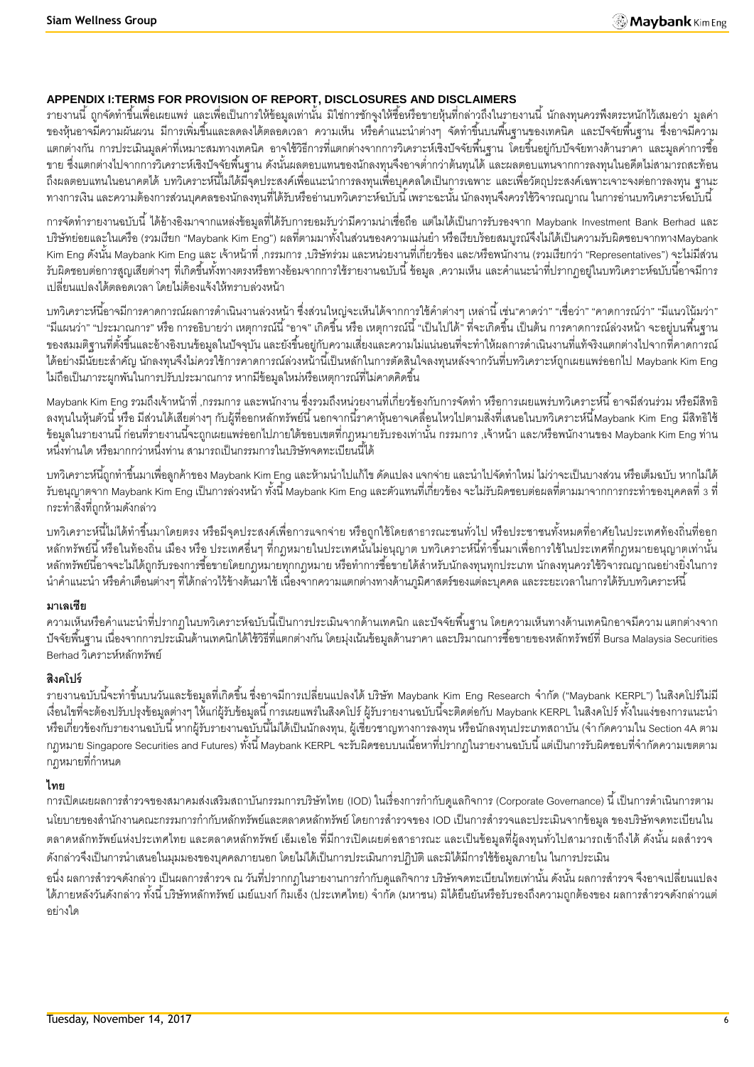## APPENDIX I:TERMS FOR PROVISION OF REPORT, DISCLOSURES AND DISCLAIMERS

รายงานนี้ ถูกจัดทำขึ้นเพื่อเผยแพร่ และเพื่อเป็นการให้ข้อมูลเท่านั้น มิใช่การชักจูงให้ซื้อหรือขายหุ้นที่กล่าวถึงในรายงานนี้ นักลงทุนควรพึงตระหนักไว้เสมอว่า มูลค่าของหุ้นอาจมีความผันผวน มีการเพิ่มขึ้นและลดลงได้ตลอดเวลา ความเห็น หรือคำแนะนำต่างๆ จัดทำขึ้นบนพื้นฐานของเทคนิค และปัจจัยพื้นฐาน ซึ่งอาจมีความแตกต่างกัน การประเมินมูลค่าที่เหมาะสมทางเทคนิค อาจใช้วิธีการที่แตกต่างจากการวิเคราะห์เชิงปัจจัยพื้นฐาน โดยขึ้นอยู่กับปัจจัยทางด้านราคา และมูลค่าการซื้อขาย ซึ่งแตกต่างไปจากการวิเคราะห์เชิงปัจจัยพื้นฐาน ดังนั้นผลตอบแทนของนักลงทุนจึงอาจต่ำกว่าต้นทุนได้ และผลตอบแทนจากการลงทุนในอดีตไม่สามารถสะท้อนถึงผลตอบแทนในอนาคตได้ บทวิเคราะห์นี้ไม่ได้มีจุดประสงค์เพื่อแนะนำการลงทุนเพื่อบุคคลใดเป็นการเฉพาะ และเพื่อวัตถุประสงค์เฉพาะเจาะจงต่อการลงทุน ฐานะทางการเงิน และความต้องการส่วนบุคคลของนักลงทุนที่ได้รับหรืออ่านบทวิเคราะห์ฉบับนี้ เพราะฉะนั้น นักลงทุนจึงควรใช้วิจารณญาณ ในการอ่านบทวิเคราะห์ฉบับนี้

การจัดทำรายงานฉบับนี้ ได้อ้างอิงมาจากแหล่งข้อมูลที่ได้รับการยอมรับว่ามีความน่าเชื่อถือ แต่ไม่ได้เป็นการรับรองจาก Maybank Investment Bank Berhad และบริษัทย่อยและในเครือ (รวมเรียก "Maybank Kim Eng") ผลที่ตามมาทั้งในส่วนของความแม่นยำ หรือเรียบร้อยสมบูรณ์จึงไม่ได้เป็นความรับผิดชอบจากทางMaybank Kim Eng ดังนั้น Maybank Kim Eng และ เจ้าหน้าที่ ,กรรมการ ,บริษัทร่วม และหน่วยงานที่เกี่ยวข้อง และ/หรือพนักงาน (รวมเรียกว่า "Representatives") จะไม่มีส่วนรับผิดชอบต่อการสูญเสียต่างๆ ที่เกิดขึ้นทั้งทางตรงหรือทางอ้อมจากการใช้รายงานฉบับนี้ ข้อมูล ,ความเห็น และคำแนะนำที่ปรากฏอยู่ในบทวิเคราะห์ฉบับนี้อาจมีการเปลี่ยนแปลงได้ตลอดเวลา โดยไม่ต้องแจ้งให้ทราบล่วงหน้า

บทวิเคราะห์นี้อาจมีการคาดการณ์ผลการดำเนินงานล่วงหน้า ซึ่งส่วนใหญ่จะเห็นได้จากการใช้คำต่างๆ เหล่านี้ เช่น"คาดว่า" "เชื่อว่า" "คาดการณ์ว่า" "มีแนวโน้มว่า" "มีแผนว่า" "ประมาณการ" หรือ การอธิบายว่า เหตุการณ์นี้ "อาจ" เกิดขึ้น หรือ เหตุการณ์นี้ "เป็นไปได้" ที่จะเกิดขึ้น เป็นต้น การคาดการณ์ล่วงหน้า จะอยู่บนพื้นฐานของสมมติฐานที่ตั้งขึ้นและอ้างอิงบนข้อมูลในปัจจุบัน และยังขึ้นอยู่กับความเสี่ยงและความไม่แน่นอนที่จะทำให้ผลการดำเนินงานที่แท้จริงแตกต่างไปจากที่คาดการณ์ได้อย่างมีนัยยะสำคัญ นักลงทุนจึงไม่ควรใช้การคาดการณ์ล่วงหน้านี้เป็นหลักในการตัดสินใจลงทุนหลังจากวันที่บทวิเคราะห์ถูกเผยแพร่ออกไป Maybank Kim Eng ไม่ถือเป็นภาระผูกพันในการปรับประมาณการ หากมีข้อมูลใหม่หรือเหตุการณ์ที่ไม่คาดคิดขึ้น

Maybank Kim Eng รวมถึงเจ้าหน้าที่ ,กรรมการ และพนักงาน ซึ่งรวมถึงหน่วยงานที่เกี่ยวข้องกับการจัดทำ หรือการเผยแพร่บทวิเคราะห์นี้ อาจมีส่วนร่วม หรือมีสิทธิลงทุนในหุ้นตัวนี้ หรือ มีส่วนได้เสียต่างๆ กับผู้ที่ออกหลักทรัพย์นี้ นอกจากนี้ราคาหุ้นอาจเคลื่อนไหวไปตามสิ่งที่เสนอในบทวิเคราะห์นี้Maybank Kim Eng มีสิทธิใช้ข้อมูลในรายงานนี้ ก่อนที่รายงานนี้จะถูกเผยแพร่ออกไปภายใต้ขอบเขตที่กฎหมายรับรองเท่านั้น กรรมการ ,เจ้าหน้า และ/หรือพนักงานของ Maybank Kim Eng ท่านหนึ่งท่านใด หรือมากกว่าหนึ่งท่าน สามารถเป็นกรรมการในบริษัทจดทะเบียนนี้ได้

บทวิเคราะห์นี้ถูกทำขึ้นมาเพื่อลูกค้าของ Maybank Kim Eng และห้ามนำไปแก้ไข ดัดแปลง แจกจ่าย และนำไปจัดทำใหม่ ไม่ว่าจะเป็นบางส่วน หรือเต็มฉบับ หากไม่ได้รับอนุญาตจาก Maybank Kim Eng เป็นการล่วงหน้า ทั้งนี้ Maybank Kim Eng และตัวแทนที่เกี่ยวข้อง จะไม่รับผิดชอบต่อผลที่ตามมาจากการกระทำของบุคคลที่ 3 ที่กระทำสิ่งที่ถูกห้ามดังกล่าว

บทวิเคราะห์นี้ไม่ได้ทำขึ้นมาโดยตรง หรือมีจุดประสงค์เพื่อการแจกจ่าย หรือถูกใช้โดยสาธารณะชนทั่วไป หรือประชาชนทั้งหมดที่อาศัยในประเทศท้องถิ่นที่ออกหลักทรัพย์นี้ หรือในท้องถิ่น เมือง หรือ ประเทศอื่นๆ ที่กฎหมายในประเทศนั้นไม่อนุญาต บทวิเคราะห์นี้ทำขึ้นมาเพื่อการใช้ในประเทศที่กฎหมายอนุญาตเท่านั้น หลักทรัพย์นี้อาจจะไม่ได้ถูกรับรองการซื้อขายโดยกฎหมายทุกกฎหมาย หรือทำการซื้อขายได้สำหรับนักลงทุนทุกประเภท นักลงทุนควรใช้วิจารณญาณอย่างยิ่งในการนำคำแนะนำ หรือคำเตือนต่างๆ ที่ได้กล่าวไว้ข้างต้นมาใช้ เนื่องจากความแตกต่างทางด้านภูมิศาสตร์ของแต่ละบุคคล และระยะเวลาในการได้รับบทวิเคราะห์นี้

### มาเลเซีย

ความเห็นหรือคำแนะนำที่ปรากฏในบทวิเคราะห์ฉบับนี้เป็นการประเมินจากด้านเทคนิก และปัจจัยพื้นฐาน โดยความเห็นทางด้านเทคนิกอาจมีความ แตกต่างจากปัจจัยพื้นฐาน เนื่องจากการประเมินด้านเทคนิกได้ใช้วิธีที่แตกต่างกัน โดยมุ่งเน้นข้อมูลด้านราคา และปริมาณการซื้อขายของหลักทรัพย์ที่ Bursa Malaysia Securities Berhad วิเคราะห์หลักทรัพย์

### สิงคโปร์

รายงานฉบับนี้จะทำขึ้นบนวันและข้อมูลที่เกิดขึ้น ซึ่งอาจมีการเปลี่ยนแปลงได้ บริษัท Maybank Kim Eng Research จำกัด ("Maybank KERPL") ในสิงคโปร์ไม่มีเงื่อนไขที่จะต้องปรับปรุงข้อมูลต่างๆ ให้แก่ผู้รับข้อมูลนี้ การเผยแพร่ในสิงคโปร์ ผู้รับรายงานฉบับนี้จะติดต่อกับ Maybank KERPL ในสิงคโปร์ ทั้งในแง่ของการแนะนำ หรือเกี่ยวข้องกับรายงานฉบับนี้ หากผู้รับรายงานฉบับนี้ไม่ได้เป็นนักลงทุน, ผู้เชี่ยวชาญทางการลงทุน หรือนักลงทุนประเภทสถาบัน (จำกัดความใน Section 4A ตามกฎหมาย Singapore Securities and Futures) ทั้งนี้ Maybank KERPL จะรับผิดชอบบนเนื้อหาที่ปรากฏในรายงานฉบับนี้ แต่เป็นการรับผิดชอบที่จำกัดความเขตตามกฎหมายที่กำหนด

### ไทย

การเปิดเผยผลการสำรวจของสมาคมส่งเสริมสถาบันกรรมการบริษัทไทย (IOD) ในเรื่องการกำกับดูแลกิจการ (Corporate Governance) นี้ เป็นการดำเนินการตามนโยบายของสำนักงานคณะกรรมการกำกับหลักทรัพย์และตลาดหลักทรัพย์ โดยการสำรวจของ IOD เป็นการสำรวจและประเมินจากข้อมูล ของบริษัทจดทะเบียนในตลาดหลักทรัพย์แห่งประเทศไทย และตลาดหลักทรัพย์ เอ็มเอไอ ที่มีการเปิดเผยต่อสาธารณะ และเป็นข้อมูลที่ผู้ลงทุนทั่วไปสามารถเข้าถึงได้ ดังนั้น ผลสำรวจดังกล่าวจึงเป็นการนำเสนอในมุมมองของบุคคลภายนอก โดยไม่ได้เป็นการประเมินการปฏิบัติ และมิได้มีการใช้ข้อมูลภายใน ในการประเมิน

อนึ่ง ผลการสำรวจดังกล่าว เป็นผลการสำรวจ ณ วันที่ปรากฏในรายงานการกำกับดูแลกิจการ บริษัทจดทะเบียนไทยเท่านั้น ดังนั้น ผลการสำรวจ จึงอาจเปลี่ยนแปลงได้ภายหลังวันดังกล่าว ทั้งนี้ บริษัทหลักทรัพย์ เมย์แบงก์ กิมเอ็ง (ประเทศไทย) จำกัด (มหาชน) มิได้ยืนยันหรือรับรองถึงความถูกต้องของ ผลการสำรวจดังกล่าวแต่อย่างใด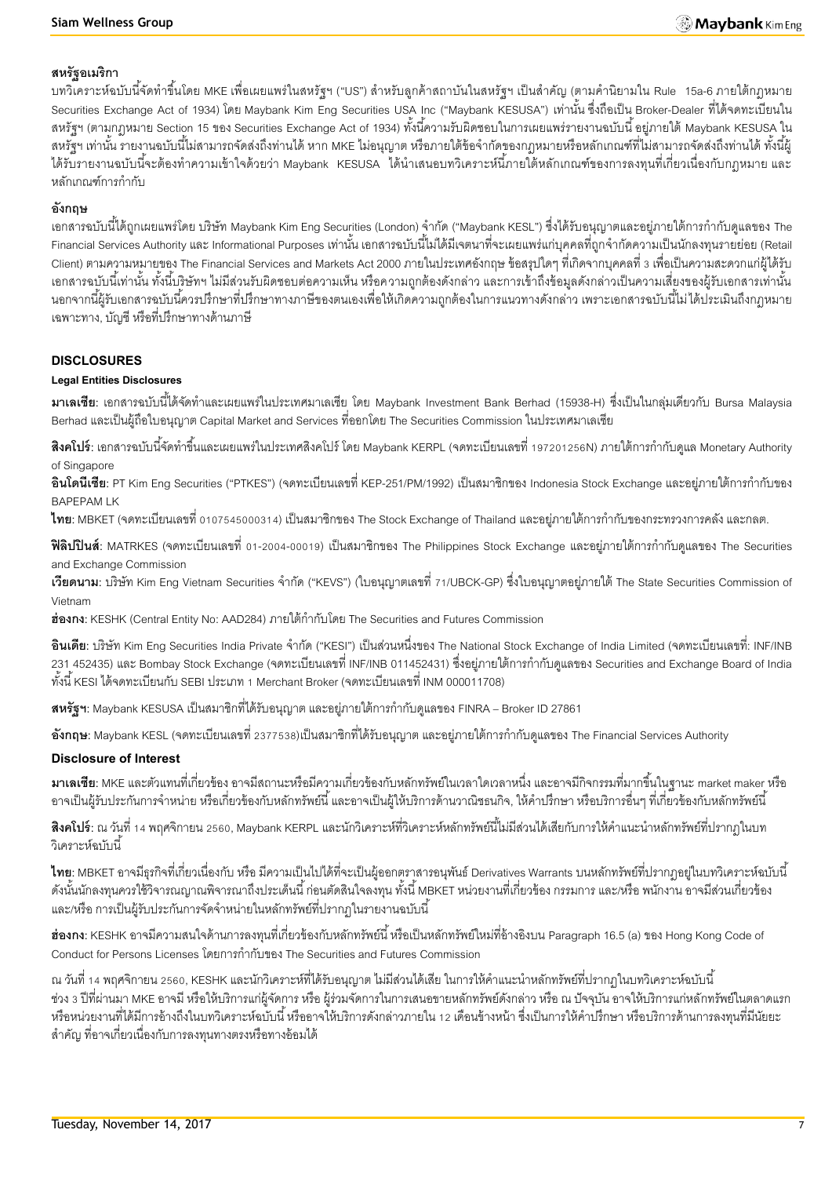### สหรัฐอเมริกา

บทวิเคราะห์ฉบับนี้จัดทำขึ้นโดย MKE เพื่อเผยแพร่ในสหรัฐฯ ("US") สำหรับลูกค้าสถาบันในสหรัฐฯ เป็นสำคัญ (ตามคำนิยามใน Rule 15a-6 ภายใต้กฎหมาย Securities Exchange Act of 1934) โดย Maybank Kim Eng Securities USA Inc ("Maybank KESUSA") เท่านั้น ซึ่งถือเป็น Broker-Dealer ที่ได้จดทะเบียนในสหรัฐฯ (ตามกฎหมาย Section 15 ของ Securities Exchange Act of 1934) ทั้งนี้ความรับผิดชอบในการเผยแพร่รายงานฉบับนี้ อยู่ภายใต้ Maybank KESUSA ในสหรัฐฯ เท่านั้น รายงานฉบับนี้ไม่สามารถจัดส่งถึงท่านได้ หาก MKE ไม่อนุญาต หรือภายใต้ข้อจำกัดของกฎหมายหรือหลักเกณฑ์ที่ไม่สามารถจัดส่งถึงท่านได้ ทั้งนี้ผู้ได้รับรายงานฉบับนี้จะต้องทำความเข้าใจด้วยว่า Maybank KESUSA ได้นำเสนอบทวิเคราะห์นี้ภายใต้หลักเกณฑ์ของการลงทุนที่เกี่ยวเนื่องกับกฎหมาย และหลักเกณฑ์การกำกับ

### อังกฤษ

เอกสารฉบับนี้ได้ถูกเผยแพร่โดย บริษัท Maybank Kim Eng Securities (London) จำกัด ("Maybank KESL") ซึ่งได้รับอนุญาตและอยู่ภายใต้การกำกับดูแลของ The Financial Services Authority และ Informational Purposes เท่านั้น เอกสารฉบับนี้ไม่ได้มีเจตนาที่จะเผยแพร่แก่บุคคลที่ถูกจำกัดความเป็นนักลงทุนรายย่อย (Retail Client) ตามความหมายของ The Financial Services and Markets Act 2000 ภายในประเทศอังกฤษ ข้อสรุปใดๆ ที่เกิดจากบุคคลที่ 3 เพื่อเป็นความสะดวกแก่ผู้ได้รับเอกสารฉบับนี้เท่านั้น ทั้งนี้บริษัทฯ ไม่มีส่วนรับผิดชอบต่อความเห็น หรือความถูกต้องดังกล่าว และการเข้าถึงข้อมูลดังกล่าวเป็นความเสี่ยงของผู้รับเอกสารเท่านั้น นอกจากนี้ผู้รับเอกสารฉบับนี้ควรปรึกษาที่ปรึกษาทางภาษีของตนเองเพื่อให้เกิดความถูกต้องในการแนวทางดังกล่าว เพราะเอกสารฉบับนี้ไม่ได้ประเมินถึงกฎหมายเฉพาะทาง, บัญชี หรือที่ปรึกษาทางด้านภาษี

## DISCLOSURES

### Legal Entities Disclosures

**มาเลเซีย**: เอกสารฉบับนี้ได้จัดทำและเผยแพร่ในประเทศมาเลเซีย โดย Maybank Investment Bank Berhad (15938-H) ซึ่งเป็นในกลุ่มเดียวกับ Bursa Malaysia Berhad และเป็นผู้ถือใบอนุญาต Capital Market and Services ที่ออกโดย The Securities Commission ในประเทศมาเลเซีย

**สิงคโปร์**: เอกสารฉบับนี้จัดทำขึ้นและเผยแพร่ในประเทศสิงคโปร์ โดย Maybank KERPL (จดทะเบียนเลขที่ 197201256N) ภายใต้การกำกับดูแล Monetary Authority of Singapore

**อินโดนีเซีย**: PT Kim Eng Securities ("PTKES") (จดทะเบียนเลขที่ KEP-251/PM/1992) เป็นสมาชิกของ Indonesia Stock Exchange และอยู่ภายใต้การกำกับของ BAPEPAM LK

**ไทย**: MBKET (จดทะเบียนเลขที่ 0107545000314) เป็นสมาชิกของ The Stock Exchange of Thailand และอยู่ภายใต้การกำกับของกระทรวงการคลัง และกลต.

**ฟิลิปปินส์**: MATRKES (จดทะเบียนเลขที่ 01-2004-00019) เป็นสมาชิกของ The Philippines Stock Exchange และอยู่ภายใต้การกำกับดูแลของ The Securities and Exchange Commission

**เวียดนาม**: บริษัท Kim Eng Vietnam Securities จำกัด ("KEVS") (ใบอนุญาตเลขที่ 71/UBCK-GP) ซึ่งใบอนุญาตอยู่ภายใต้ The State Securities Commission of Vietnam

**ฮ่องกง**: KESHK (Central Entity No: AAD284) ภายใต้กำกับโดย The Securities and Futures Commission

**อินเดีย**: บริษัท Kim Eng Securities India Private จำกัด ("KESI") เป็นส่วนหนึ่งของ The National Stock Exchange of India Limited (จดทะเบียนเลขที่: INF/INB 231 452435) และ Bombay Stock Exchange (จดทะเบียนเลขที่ INF/INB 011452431) ซึ่งอยู่ภายใต้การกำกับดูแลของ Securities and Exchange Board of India ทั้งนี้ KESI ได้จดทะเบียนกับ SEBI ประเภท 1 Merchant Broker (จดทะเบียนเลขที่ INM 000011708)

**สหรัฐฯ**: Maybank KESUSA เป็นสมาชิกที่ได้รับอนุญาต และอยู่ภายใต้การกำกับดูแลของ FINRA – Broker ID 27861

**อังกฤษ**: Maybank KESL (จดทะเบียนเลขที่ 2377538)เป็นสมาชิกที่ได้รับอนุญาต และอยู่ภายใต้การกำกับดูแลของ The Financial Services Authority

### Disclosure of Interest

**มาเลเซีย**: MKE และตัวแทนที่เกี่ยวข้อง อาจมีสถานะหรือมีความเกี่ยวข้องกับหลักทรัพย์ในเวลาใดเวลาหนึ่ง และอาจมีกิจกรรมที่มากขึ้นในฐานะ market maker หรืออาจเป็นผู้รับประกันการจำหน่าย หรือเกี่ยวข้องกับหลักทรัพย์นี้ และอาจเป็นผู้ให้บริการด้านวาณิชธนกิจ, ให้คำปรึกษา หรือบริการอื่นๆ ที่เกี่ยวข้องกับหลักทรัพย์นี้

**สิงคโปร์**: ณ วันที่ 14 พฤศจิกายน 2560, Maybank KERPL และนักวิเคราะห์ที่วิเคราะห์หลักทรัพย์นี้ไม่มีส่วนได้เสียกับการให้คำแนะนำหลักทรัพย์ที่ปรากฏในบทวิเคราะห์ฉบับนี้

**ไทย**: MBKET อาจมีธุรกิจที่เกี่ยวเนื่องกับ หรือ มีความเป็นไปได้ที่จะเป็นผู้ออกตราสารอนุพันธ์ Derivatives Warrants บนหลักทรัพย์ที่ปรากฏอยู่ในบทวิเคราะห์ฉบับนี้ ดังนั้นนักลงทุนควรใช้วิจารณญาณพิจารณาถึงประเด็นนี้ ก่อนตัดสินใจลงทุน ทั้งนี้ MBKET หน่วยงานที่เกี่ยวข้อง กรรมการ และ/หรือ พนักงาน อาจมีส่วนเกี่ยวข้อง และ/หรือ การเป็นผู้รับประกันการจัดจำหน่ายในหลักทรัพย์ที่ปรากฏในรายงานฉบับนี้

**ฮ่องกง**: KESHK อาจมีความสนใจด้านการลงทุนที่เกี่ยวข้องกับหลักทรัพย์นี้ หรือเป็นหลักทรัพย์ใหม่ที่อ้างอิงบน Paragraph 16.5 (a) ของ Hong Kong Code of Conduct for Persons Licenses โดยการกำกับของ The Securities and Futures Commission

ณ วันที่ 14 พฤศจิกายน 2560, KESHK และนักวิเคราะห์ที่ได้รับอนุญาต ไม่มีส่วนได้เสีย ในการให้คำแนะนำหลักทรัพย์ที่ปรากฏในบทวิเคราะห์ฉบับนี้
ช่วง 3 ปีที่ผ่านมา MKE อาจมี หรือให้บริการแก่ผู้จัดการ หรือ ผู้ร่วมจัดการในการเสนอขายหลักทรัพย์ดังกล่าว หรือ ณ ปัจจุบัน อาจให้บริการแก่หลักทรัพย์ในตลาดแรก หรือหน่วยงานที่ได้มีการอ้างถึงในบทวิเคราะห์ฉบับนี้ หรืออาจให้บริการดังกล่าวภายใน 12 เดือนข้างหน้า ซึ่งเป็นการให้คำปรึกษา หรือบริการด้านการลงทุนที่มีนัยยะสำคัญ ที่อาจเกี่ยวเนื่องกับการลงทุนทางตรงหรือทางอ้อมได้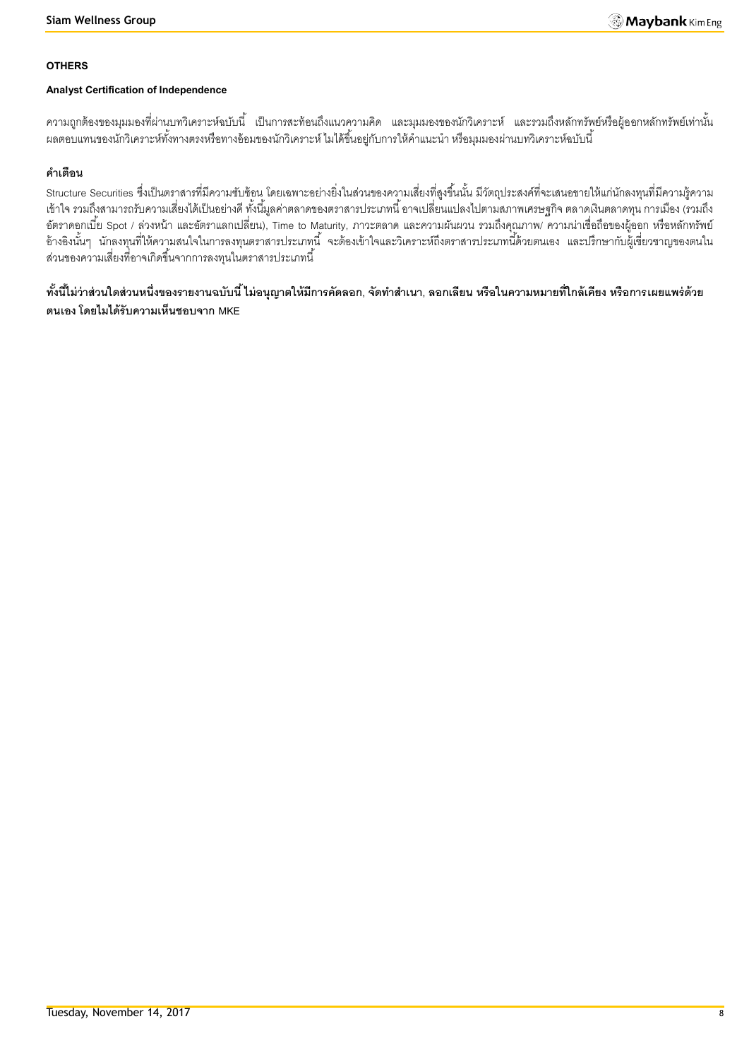**OTHERS**

**Analyst Certification of Independence**

ความถูกต้องของมุมมองที่ผ่านบทวิเคราะห์ฉบับนี้ เป็นการสะท้อนถึงแนวความคิด และมุมมองของนักวิเคราะห์ และรวมถึงหลักทรัพย์หรือผู้ออกหลักทรัพย์เท่านั้น ผลตอบแทนของนักวิเคราะห์ทั้งทางตรงหรือทางอ้อมของนักวิเคราะห์ ไม่ได้ขึ้นอยู่กับการให้คำแนะนำ หรือมุมมองผ่านบทวิเคราะห์ฉบับนี้

**คำเตือน**

Structure Securities ซึ่งเป็นตราสารที่มีความซับซ้อน โดยเฉพาะอย่างยิ่งในส่วนของความเสี่ยงที่สูงขึ้นนั้น มีวัตถุประสงค์ที่จะเสนอขายให้แก่นักลงทุนที่มีความรู้ความเข้าใจ รวมถึงสามารถรับความเสี่ยงได้เป็นอย่างดี ทั้งนี้มูลค่าตลาดของตราสารประเภทนี้ อาจเปลี่ยนแปลงไปตามสภาพเศรษฐกิจ ตลาดเงินตลาดทุน การเมือง (รวมถึงอัตราดอกเบี้ย Spot / ล่วงหน้า และอัตราแลกเปลี่ยน), Time to Maturity, ภาวะตลาด และความผันผวน รวมถึงคุณภาพ/ ความน่าเชื่อถือของผู้ออก หรือหลักทรัพย์อ้างอิงนั้นๆ นักลงทุนที่ให้ความสนใจในการลงทุนตราสารประเภทนี้ จะต้องเข้าใจและวิเคราะห์ถึงตราสารประเภทนี้ด้วยตนเอง และปรึกษากับผู้เชี่ยวชาญของตนในส่วนของความเสี่ยงที่อาจเกิดขึ้นจากการลงทุนในตราสารประเภทนี้

**ทั้งนี้ไม่ว่าส่วนใดส่วนหนึ่งของรายงานฉบับนี้ ไม่อนุญาตให้มีการคัดลอก, จัดทำสำเนา, ลอกเลียน หรือในความหมายที่ใกล้เคียง หรือการเผยแพร่ด้วยตนเอง โดยไม่ได้รับความเห็นชอบจาก MKE**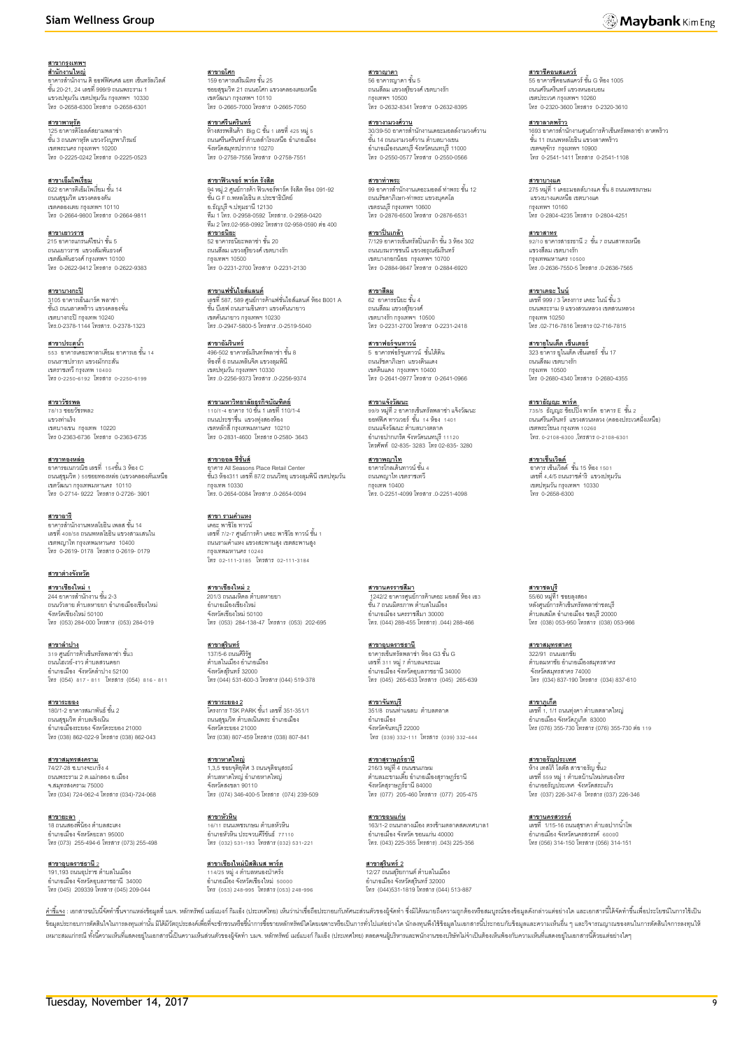**สาขากรุงเทพฯ**

**สำนักงานใหญ่**
อาคารสำนักงาน ดิ ออฟฟิศเศส แอท เซ็นทรัลเวิลด์
ชั้น 20-21, 24 เลขที่ 999/9 ถนนพระราม 1
แขวงปทุมวัน เขตปทุมวัน กรุงเทพฯ 10330
โทร 0-2658-6300 โทรสาร 0-2658-6301

**สาขาพาหุรัด**
125 อาคารดิโอลด์สยามพลาซ่า
ชั้น 3 ถนนพาหุรัด แขวงวังบูรพาภิรมย์
เขตพระนคร กรุงเทพฯ 10200
โทร 0-2225-0242 โทรสาร 0-2225-0523

**สาขาเอ็มโพเรี่ยม**
622 อาคารดิเอ็มโพเรี่ยม ชั้น 14
ถนนสุขุมวิท แขวงคลองตัน
เขตคลองเตย กรุงเทพฯ 10110
โทร 0-2664-9800 โทรสาร 0-2664-9811

**สาขาเยาวราช**
215 อาคารแกรนด์ไชน่า ชั้น 5
ถนนเยาวราช แขวงสัมพันธวงศ์
เขตสัมพันธวงศ์ กรุงเทพฯ 10100
โทร 0-2622-9412 โทรสาร 0-2622-9383

**สาขาบางกะปิ**
3105 อาคารเอ็นมาร์ค พลาซ่า
ชั้น3 ถนนลาดพร้าว แขวงคลองจั่น
เขตบางกะปิ กรุงเทพ 10240
โทร.0-2378-1144 โทรสาร. 0-2378-1323

**สาขาประตูน้ำ**
553 อาคารเดอะพาลาเดียม อาคารเอ ชั้น 14
ถนนราชปรารภ แขวงมักกะสัน
เขตราชเทวี กรุงเทพ 10400
โทร 0-2250-6192 โทรสาร 0-2250-6199

**สาขาวัชรพล**
78/13 ซอยวัชรพล2
แขวงท่าแร้ง
เขตบางเขน กรุงเทพ 10220
โทร 0-2363-6736 โทรสาร 0-2363-6735

**สาขาทองหล่อ**
อาคารธนภรณ์ เลขที่ 154ชั้น 3 ห้อง C
ถนนสุขุมวิท 55ซอยทองหล่อ (แขวงคลองตันเหนือ
เขตวัฒนา กรุงเทพมหานคร 10110
โทร 0-2714- 9222 โทรสาร 0-2726- 3901

**สาขาอารี**
อาคารสำนักงานพหลโยธิน เพลส ชั้น 14
เลขที่ 408/58 ถนนพหลโยธิน แขวงสามเสนใน
เขตพญาไท กรุงเทพมหานคร 10400
โทร 0-2619- 0178 โทรสาร 0-2619- 0179

**สาขาอโศก**
159 อาคารเสริมมิตร ชั้น 25
ซอยสุขุมวิท 21 ถนนอโศก แขวงคลองเตยเหนือ
เขตวัฒนา กรุงเทพฯ 10110
โทร 0-2665-7000 โทรสาร 0-2665-7050

**สาขาศรีนครินทร์**
ห้างสรรพสินค้า Big C ชั้น 1 เลขที่ 425 หมู่ 5
ถนนศรีนครินทร์ ตำบลสำโรงเหนือ อำเภอเมือง
จังหวัดสมุทรปราการ 10270
โทร 0-2758-7556 โทรสาร 0-2758-7551

**สาขาฟิวเจอร์ พาร์ค รังสิต**
94 หมู่ 2 ศูนย์การค้า ฟิวเจอร์พาร์ค รังสิต ห้อง 091-92
ชั้น G F ถ.พหลโยธิน ต.ประชาธิปัตย์
อ.ธัญบุรี จ.ปทุมธานี 12130
ทีม 1 โทร. 0-2958-0592 โทรสาร. 0-2958-0420
ทีม 2 โทร.02-958-0992 โทรสาร 02-958-0590 ต่อ 400

**สาขาธนิยะ**
52 อาคารธนิยะพลาซ่า ชั้น 20
ถนนสีลม แขวงสุริยวงศ์ เขตบางรัก
กรุงเทพฯ 10500
โทร 0-2231-2700 โทรสาร 0-2231-2130

**สาขาแฟชั่นไอส์แลนด์**
เลขที่ 587, 589 ศูนย์การค้าแฟชั่นไอส์แลนด์ ห้อง B001 A
ชั้น บีเอฟ ถนนรามอินทรา แขวงคันนายาว
เขตคันนายาว กรุงเทพ 10230
โทร .0-2947-5800-5 โทรสาร .0-2519-5040

**สาขาอัมรินทร์**
496-502 อาคารอัมรินทร์พลาซ่า ชั้น 8
ห้องที่ 6 ถนนเพลินจิต แขวงลุมพินี
เขตปทุมวัน กรุงเทพฯ 10330
โทร .0-2256-9373 โทรสาร .0-2256-9374

**สาขามหาวิทยาลัยธุรกิจบัณฑิตย์**
110/1-4 อาคาร 10 ชั้น 1 เลขที่ 110/1-4
ถนนประชาชื่น แขวงทุ่งสองห้อง
เขตหลักสี่ กรุงเทพมหานคร 10210
โทร 0-2831-4600 โทรสาร 0-2580- 3643

**สาขาออล ซีซั่นส์**
อาคาร All Seasons Place Retail Center
ชั้น3 ห้อง311 เลขที่ 87/2 ถนนวิทยุ แขวงลุมพินี เขตปทุมวัน
กรุงเทพ 10330
โทร 0-2654-0084 โทรสาร .0-2654-0094

**สาขา รามคำแหง**
เดอะ พาซิโอ ทาวน์
เลขที่ 7/2-7 ศูนย์การค้า เดอะ พาซิโอ ทาวน์ ชั้น 1
ถนนรามคำแหง แขวงสะพานสูง เขตสะพานสูง
กรุงเทพมหานคร 10240
โทร 02-111-3185 โทรสาร 02-111-3184

**สาขาญาดา**
56 อาคารญาดา ชั้น 5
ถนนสีลม แขวงสุริยวงศ์ เขตบางรัก
กรุงเทพฯ 10500
โทร 0-2632-8341 โทรสาร 0-2632-8395

**สาขาบางบัวทอง**
30/39-50 อาคารสำนักงานเดอะมอลล์งามวงศ์วาน
ชั้น 14 ถนนงามวงศ์วาน ตำบลบางเขน
อำเภอเมืองนนทบุรี จังหวัดนนทบุรี 11000
โทร 0-2550-0577 โทรสาร 0-2550-0566

**สาขาท่าพระ**
99 อาคารสำนักงานเดอะมอลล์ ท่าพระ ชั้น 12
ถนนรัชดาภิเษก-ท่าพระ แขวงบุคคโล
เขตธนบุรี กรุงเทพฯ 10600
โทร 0-2876-6500 โทรสาร 0-2876-6531

**สาขาปิ่นเกล้า**
7/129 อาคารเซ็นทรัลปิ่นเกล้า ชั้น 3 ห้อง 302
ถนนบรมราชชนนี แขวงอรุณอัมรินทร์
เขตบางกอกน้อย กรุงเทพฯ 10700
โทร 0-2884-9847 โทรสาร 0-2884-6920

**สาขาสีลม**
62 อาคารธนิยะ ชั้น 4
ถนนสีลม แขวงสุริยวงศ์
เขตบางรัก กรุงเทพฯ 10500
โทร 0-2231-2700 โทรสาร 0-2231-2418

**สาขาฟอร์จูนทาวน์**
5 อาคารฟอร์จูนทาวน์ ชั้นใต้ดิน
ถนนรัชดาภิเษก แขวงดินแดง
เขตดินแดง กรุงเทพฯ 10400
โทร 0-2641-0977 โทรสาร 0-2641-0966

**สาขาแจ้งวัฒนะ**
99/9 หมู่ที่ 2 อาคารเซ็นทรัลพลาซ่า แจ้งวัฒนะ
ออฟฟิศ ทาวเวอร์ ชั้น 14 ห้อง 1401
ถนนแจ้งวัฒนะ ตำบลบางตลาด
อำเภอปากเกร็ด จังหวัดนนทบุรี 11120
โทรศัพท์ 02-835- 3283 โทร 02-835- 3280

**สาขาพญาไท**
อาคารโกลเด้นทาวน์ ชั้น 4
ถนนพญาไท เขตราชเทวี
กรุงเทพ 10400
โทร. 0-2251-4099 โทรสาร .0-2251-4098

**สาขาซีคอนสแควร์**
55 อาคารซีคอนสแควร์ ชั้น G ห้อง 1005
ถนนศรีนครินทร์ แขวงหนองบอน
เขตประเวศ กรุงเทพฯ 10260
โทร 0-2320-3600 โทรสาร 0-2320-3610

**สาขาลาดพร้าว**
1693 อาคารสำนักงานศูนย์การค้าเซ็นทรัลพลาซ่า ลาดพร้าว
ชั้น 11 ถนนพหลโยธิน แขวงลาดพร้าว
เขตจตุจักร กรุงเทพฯ 10900
โทร 0-2541-1411 โทรสาร 0-2541-1108

**สาขาบางแค**
275 หมู่ที่ 1 เดอะมอลล์บางแค ชั้น 8 ถนนเพชรเกษม
แขวงบางแคเหนือ เขตบางแค
กรุงเทพฯ 10160
โทร 0-2804-4235 โทรสาร 0-2804-4251

**สาขาสาทร**
92/10 อาคารสาธรธานี 2 ชั้น 7 ถนนสาทรเหนือ
แขวงสีลม เขตบางรัก
กรุงเทพมหานคร 10500
โทร .0-2636-7550-5 โทรสาร .0-2636-7565

**สาขาเดอะ ไนน์**
เลขที่ 999 / 3 โครงการ เดอะ ไนน์ ชั้น 3
ถนนพระราม 9 แขวงสวนหลวง เขตสวนหลวง
กรุงเทพ 10250
โทร .02-716-7816 โทรสาร 02-716-7815

**สาขายูไนเต็ด เซ็นเตอร์**
323 อาคาร ยูไนเต็ด เซ็นเตอร์ ชั้น 17
ถนนสีลม เขตบางรัก
กรุงเทพ 10500
โทร 0-2680-4340 โทรสาร 0-2680-4355

**สาขาธัญญะ พาร์ค**
735/5 ธัญญะ ช็อปปิ้ง พาร์ค อาคาร E ชั้น 2
ถนนศรีนครินทร์ แขวงสวนหลวง (คลองประเวศฝั่งเหนือ)
เขตพระโขนง กรุงเทพ 10260
โทร. 0-2108-6300 ,โทรสาร 0-2108-6301

**สาขาเซ็นเวิลด์**
อาคาร เซ็นเวิลด์ ชั้น 15 ห้อง 1501
เลขที่ 4,4/5 ถนนราชดำริ แขวงปทุมวัน
เขตปทุมวัน กรุงเทพฯ 10330
โทร 0-2658-6300

**สาขาต่างจังหวัด**

**สาขาเชียงใหม่ 1**
244 อาคารสำนักงาน ชั้น 2-3
ถนนวัวลาย ตำบลหายยา อำเภอเมืองเชียงใหม่
จังหวัดเชียงใหม่ 50100
โทร (053) 284-000 โทรสาร (053) 284-019

**สาขาลำปาง**
319 ศูนย์การค้าเซ็นทรัลพลาซ่า ชั้น3
ถนนไฮเวย์-งาว ตำบลสวนดอก
อำเภอเมือง จังหวัดลำปาง 52100
โทร (054) 817 - 811 โทรสาร (054) 816 - 811

**สาขาระยอง**
180/1-2 อาคารสมาพันธ์ ชั้น 2
ถนนสุขุมวิท ตำบลเชิงเนิน
อำเภอเมืองระยอง จังหวัดระยอง 21000
โทร (038) 862-022-9 โทรสาร (038) 862-043

**สาขาสมุทรสงคราม**
74/27-28 ซ.บางจะเกร็ง 4
ถนนพระราม 2 ต.แม่กลอง อ.เมือง
จ.สมุทรสงคราม 75000
โทร (034) 724-062-4 โทรสาร (034)-724-068

**สาขายะลา**
18 ถนนสองพี่น้อง ตำบลสะเตง
อำเภอเมือง จังหวัดยะลา 95000
โทร (073) 255-494-6 โทรสาร (073) 255-498

**สาขาอุบลราชธานี 2**
191,193 ถนนอุปราช ตำบลในเมือง
อำเภอเมือง จังหวัดอุบลราชธานี 34000
โทร (045) 209339 โทรสาร (045) 209-044

**สาขาเชียงใหม่ 2**
201/3 ถนนมหิดล ตำบลหายยา
อำเภอเมืองเชียงใหม่
จังหวัดเชียงใหม่ 50100
โทร (053) 284-138-47 โทรสาร (053) 202-695

**สาขาสุรินทร์**
137/5-6 ถนนศิริรัฐ
ตำบลในเมือง อำเภอเมือง
จังหวัดสุรินทร์ 32000
โทร (044) 531-600-3 โทรสาร (044) 519-378

**สาขาระยอง 2**
โครงการ TSK PARK ชั้น1 เลขที่ 351-351/1
ถนนสุขุมวิท ตำบลเนินพระ อำเภอเมือง
จังหวัดระยอง 21000
โทร (038) 807-459 โทรสาร (038) 807-841

**สาขาหาดใหญ่**
1,3,5 ซอยจุติอุทิศ 3 ถนนจุติอนุสรณ์
ตำบลหาดใหญ่ อำเภอหาดใหญ่
จังหวัดสงขลา 90110
โทร (074) 346-400-5 โทรสาร (074) 239-509

**สาขาหัวหิน**
16/11 ถนนเพชรเกษม ตำบลหัวหิน
อำเภอหัวหิน ประจวบคีรีขันธ์ 77110
โทร (032) 531-193 โทรสาร (032) 531-221

**สาขาเชียงใหม่มีสสิเนส พาร์ค**
114/25 หมู่ 4 ตำบลหนองป่าครั่ง
อำเภอเมือง จังหวัดเชียงใหม่ 50000
โทร (053) 248-995 โทรสาร (053) 248-996

**สาขานครราชสีมา**
1242/2 อาคารศูนย์การค้าเดอะ มอลล์ ห้อง เอ3
ชั้น 7 ถนนมิตรภาพ ตำบลในเมือง
อำเภอเมือง นครราชสีมา 30000
โทร. (044) 288-455 โทรสาร) .044) 288-466

**สาขาอุบลราชธานี**
อาคารเซ็นทรัลพลาซ่า ห้อง G3 ชั้น G
เลขที่ 311 หมู่ 7 ตำบลแจระแม
อำเภอเมือง จังหวัดอุบลราชธานี 34000
โทร (045) 265-633 โทรสาร (045) 265-639

**สาขาจันทบุรี**
351/8 ถนนท่าแฉลบ ตำบลตลาด
อำเภอเมือง
จังหวัดจันทบุรี 22000
โทร (039) 332-111 โทรสาร (039) 332-444

**สาขาสุราษฎร์ธานี**
216/3 หมู่ที่ 4 ถนนชนเกษม
ตำบลมะขามเตี้ย อำเภอเมืองสุราษฎร์ธานี
จังหวัดสุราษฎร์ธานี 84000
โทร (077) 205-460 โทรสาร (077) 205-475

**สาขาขอนแก่น**
163/1-2 ถนนกลางเมือง ตรงข้ามตลาดเทศบาล1
อำเภอเมือง จังหวัด ขอนแก่น 40000
โทร. (043) 225-355 โทรสาร) .043) 225-356

**สาขาสุรินทร์ 2**
12/27 ถนนสุรินทร์ภาคี ตำบลในเมือง
อำเภอเมือง จังหวัดสุรินทร์ 32000
โทร (044)531-1819 โทรสาร (044) 513-887

**สาขาชลบุรี**
55/60 หมู่ที่1 ซอยสุขสอง
หลังศูนย์การค้าเซ็นทรัลพลาซ่าชลบุรี
ตำบลเสม็ด อำเภอเมือง ชลบุรี 20000
โทร (038) 053-950 โทรสาร (038) 053-966

**สาขาสมุทรสาคร**
322/91 ถนนเอกชัย
ตำบลมหาชัย อำเภอเมืองสมุทรสาคร
จังหวัดสมุทรสาคร 74000
โทร (034) 837-190 โทรสาร (034) 837-610

**สาขาภูเก็ต**
เลขที่ 1, 1/1 ถนนทุ่งคา ตำบลตลาดใหญ่
อำเภอเมือง จังหวัดภูเก็ต 83000
โทร (076) 355-730 โทรสาร (076) 355-730 ต่อ 119

**สาขาอรัญประเทศ**
ห้าง เทสโก้ โลตัส สาขาอรัญ ชั้น2
เลขที่ 559 หมู่ 1 ตำบลบ้านใหม่หนองไทร
อำเภออรัญประเทศ จังหวัดสระแก้ว
โทร (037) 226-347-8 โทรสาร (037) 226-346

**สาขานครสวรรค์**
เลขที่ 1/15-16 ถนนสุชาดา ตำบลปากน้ำโพ
อำเภอเมือง จังหวัดนครสวรรค์ 60000
โทร (056) 314-150 โทรสาร (056) 314-151

คำชี้แจง : เอกสารฉบับนี้จัดทำขึ้นจากแหล่งข้อมูลที่ บมจ. หลักทรัพย์ เมย์แบงก์ กิมเอ็ง (ประเทศไทย) เห็นว่าน่าเชื่อถือประกอบกับทัศนะส่วนตัวของผู้จัดทำ ซึ่งมิได้หมายถึงความถูกต้องหรือสมบูรณ์ของข้อมูลดังกล่าวแต่อย่างใด และเอกสารนี้ได้จัดทำขึ้นเพื่อประโยชน์ในการใช้เป็นข้อมูลประกอบการตัดสินใจในการลงทุนเท่านั้น มิได้มีวัตถุประสงค์เพื่อที่จะชักชวนหรือชี้นำการซื้อขายหลักทรัพย์โดยเฉพาะหรือเป็นการทั่วไปแต่อย่างใด นักลงทุนพึงใช้ข้อมูลในเอกสารนี้ประกอบกับข้อมูลและความเห็นอื่น ๆ และวิจารณญาณของตนในการตัดสินใจการลงทุนให้เหมาะสมแก่กรณี ทั้งนี้ความเห็นที่แสดงอยู่ในเอกสารนี้เป็นความเห็นส่วนตัวของผู้จัดทำ บมจ. หลักทรัพย์ เมย์แบงก์ กิมเอ็ง (ประเทศไทย) ตลอดจนผู้บริหารและพนักงานของบริษัทไม่จำเป็นต้องเห็นพ้องกับความเห็นที่แสดงอยู่ในเอกสารนี้แต่อย่างใดๆ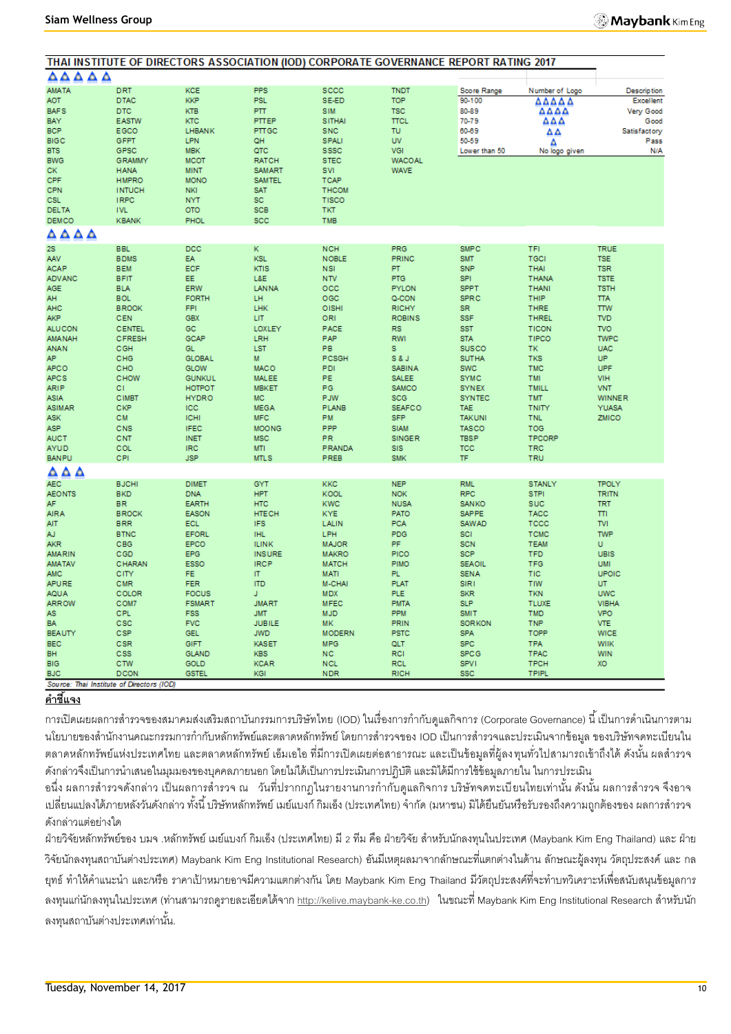## THAI INSTITUTE OF DIRECTORS ASSOCIATION (IOD) CORPORATE GOVERNANCE REPORT RATING 2017

**△△△△△**

| | | | | | |
|---|---|---|---|---|---|
| AMATA | DRT | KCE | PPS | SCCC | TNDT |
| AOT | DTAC | KKP | PSL | SE-ED | TOP |
| BAFS | DTC | KTB | PTT | SIM | TSC |
| BAY | EASTW | KTC | PTTEP | SITHAI | TTCL |
| BCP | EGCO | LHBANK | PTTGC | SNC | TU |
| BIGC | GFPT | LPN | QH | SPALI | UV |
| BTS | GPSC | MBK | QTC | SSSC | VGI |
| BWG | GRAMMY | MCOT | RATCH | STEC | WACOAL |
| CK | HANA | MINT | SAMART | SVI | WAVE |
| CPF | HMPRO | MONO | SAMTEL | TCAP | |
| CPN | INTUCH | NKI | SAT | THCOM | |
| CSL | IRPC | NYT | SC | TISCO | |
| DELTA | IVL | OTO | SCB | TKT | |
| DEMCO | KBANK | PHOL | SCC | TMB | |

| Score Range | Number of Logo | Description |
|---|---|---|
| 90-100 | △△△△△ | Excellent |
| 80-89 | △△△△ | Very Good |
| 70-79 | △△△ | Good |
| 60-69 | △△ | Satisfactory |
| 50-59 | △ | Pass |
| Lower than 50 | No logo given | N/A |

**△△△△**

| | | | | | | | | |
|---|---|---|---|---|---|---|---|---|
| 2S | BBL | DCC | K | NCH | PRG | SMPC | TFI | TRUE |
| AAV | BDMS | EA | KSL | NOBLE | PRINC | SMT | TGCI | TSE |
| ACAP | BEM | ECF | KTIS | NSI | PT | SNP | THAI | TSR |
| ADVANC | BFIT | EE | L&E | NTV | PTG | SPI | THANA | TSTE |
| AGE | BLA | ERW | LANNA | OCC | PYLON | SPPT | THANI | TSTH |
| AH | BOL | FORTH | LH | OGC | Q-CON | SPRC | THIP | TTA |
| AHC | BROOK | FPI | LHK | OISHI | RICHY | SR | THRE | TTW |
| AKP | CEN | GBX | LIT | ORI | ROBINS | SSF | THREL | TVD |
| ALUCON | CENTEL | GC | LOXLEY | PACE | RS | SST | TICON | TVO |
| AMANAH | CFRESH | GCAP | LRH | PAP | RWI | STA | TIPCO | TWPC |
| ANAN | CGH | GL | LST | PB | S | SUSCO | TK | UAC |
| AP | CHG | GLOBAL | M | PCSGH | S & J | SUTHA | TKS | UP |
| APCO | CHO | GLOW | MACO | PDI | SABINA | SWC | TMC | UPF |
| APCS | CHOW | GUNKUL | MALEE | PE | SALEE | SYMC | TMI | VIH |
| ARIP | CI | HOTPOT | MBKET | PG | SAMCO | SYNEX | TMILL | VNT |
| ASIA | CIMBT | HYDRO | MC | PJW | SCG | SYNTEC | TMT | WINNER |
| ASIMAR | CKP | ICC | MEGA | PLANB | SEAFCO | TAE | TNITY | YUASA |
| ASK | CM | ICHI | MFC | PM | SFP | TAKUNI | TNL | ZMICO |
| ASP | CNS | IFEC | MOONG | PPP | SIAM | TASCO | TOG | |
| AUCT | CNT | INET | MSC | PR | SINGER | TBSP | TPCORP | |
| AYUD | COL | IRC | MTI | PRANDA | SIS | TCC | TRC | |
| BANPU | CPI | JSP | MTLS | PREB | SMK | TF | TRU | |

**△△△**

| | | | | | | | | |
|---|---|---|---|---|---|---|---|---|
| AEC | BJCHI | DIMET | GYT | KKC | NEP | RML | STANLY | TPOLY |
| AEONTS | BKD | DNA | HPT | KOOL | NOK | RPC | STPI | TRITN |
| AF | BR | EARTH | HTC | KWC | NUSA | SANKO | SUC | TRT |
| AIRA | BROCK | EASON | HTECH | KYE | PATO | SAPPE | TACC | TTI |
| AIT | BRR | ECL | IFS | LALIN | PCA | SAWAD | TCCC | TVI |
| AJ | BTNC | EFORL | IHL | LPH | PDG | SCI | TCMC | TWP |
| AKR | CBG | EPCO | ILINK | MAJOR | PF | SCN | TEAM | U |
| AMARIN | CGD | EPG | INSURE | MAKRO | PICO | SCP | TFD | UBIS |
| AMATAV | CHARAN | ESSO | IRCP | MATCH | PIMO | SEAOIL | TFG | UMI |
| AMC | CITY | FE | IT | MATI | PL | SENA | TIC | UPOIC |
| APURE | CMR | FER | ITD | M-CHAI | PLAT | SIRI | TIW | UT |
| AQUA | COLOR | FOCUS | J | MDX | PLE | SKR | TKN | UWC |
| ARROW | COM7 | FSMART | JMART | MFEC | PMTA | SLP | TLUXE | VIBHA |
| AS | CPL | FSS | JMT | MJD | PPM | SMIT | TMD | VPO |
| BA | CSC | FVC | JUBILE | MK | PRIN | SORKON | TNP | VTE |
| BEAUTY | CSP | GEL | JWD | MODERN | PSTC | SPA | TOPP | WICE |
| BEC | CSR | GIFT | KASET | MPG | QLT | SPC | TPA | WIIK |
| BH | CSS | GLAND | KBS | NC | RCI | SPCG | TPAC | WIN |
| BIG | CTW | GOLD | KCAR | NCL | RCL | SPVI | TPCH | XO |
| BJC | DCON | GSTEL | KGI | NDR | RICH | SSC | TPIPL | |

*Source: Thai Institute of Directors (IOD)*

**คำชี้แจง**

การเปิดเผยผลการสำรวจของสมาคมส่งเสริมสถาบันกรรมการบริษัทไทย (IOD) ในเรื่องการกำกับดูแลกิจการ (Corporate Governance) นี้ เป็นการดำเนินการตามนโยบายของสำนักงานคณะกรรมการกำกับหลักทรัพย์และตลาดหลักทรัพย์ โดยการสำรวจของ IOD เป็นการสำรวจและประเมินจากข้อมูล ของบริษัทจดทะเบียนในตลาดหลักทรัพย์แห่งประเทศไทย และตลาดหลักทรัพย์ เอ็มเอไอ ที่มีการเปิดเผยต่อสาธารณะ และเป็นข้อมูลที่ผู้ลงทุนทั่วไปสามารถเข้าถึงได้ ดังนั้น ผลสำรวจดังกล่าวจึงเป็นการนำเสนอในมุมมองของบุคคลภายนอก โดยไม่ได้เป็นการประเมินการปฏิบัติ และมิได้มีการใช้ข้อมูลภายใน ในการประเมิน

อนึ่ง ผลการสำรวจดังกล่าว เป็นผลการสำรวจ ณ วันที่ปรากฏในรายงานการกำกับดูแลกิจการ บริษัทจดทะเบียนไทยเท่านั้น ดังนั้น ผลการสำรวจ จึงอาจเปลี่ยนแปลงได้ภายหลังวันดังกล่าว ทั้งนี้ บริษัทหลักทรัพย์ เมย์แบงก์ กิมเอ็ง (ประเทศไทย) จำกัด (มหาชน) มิได้ยืนยันหรือรับรองถึงความถูกต้องของ ผลการสำรวจดังกล่าวแต่อย่างใด

ฝ่ายวิจัยหลักทรัพย์ของ บมจ .หลักทรัพย์ เมย์แบงก์ กิมเอ็ง (ประเทศไทย) มี 2 ทีม คือ ฝ่ายวิจัย สำหรับนักลงทุนในประเทศ (Maybank Kim Eng Thailand) และ ฝ่ายวิจัยนักลงทุนสถาบันต่างประเทศ) Maybank Kim Eng Institutional Research) อันมีเหตุผลมาจากลักษณะที่แตกต่างในด้าน ลักษณะผู้ลงทุน วัตถุประสงค์ และ กลยุทธ์ ทำให้คำแนะนำ และ/หรือ ราคาเป้าหมายอาจมีความแตกต่างกัน โดย Maybank Kim Eng Thailand มีวัตถุประสงค์ที่จะทำบทวิเคราะห์เพื่อสนับสนุนข้อมูลการลงทุนแก่นักลงทุนในประเทศ (ท่านสามารถดูรายละเอียดได้จาก http://kelive.maybank-ke.co.th) ในขณะที่ Maybank Kim Eng Institutional Research สำหรับนักลงทุนสถาบันต่างประเทศเท่านั้น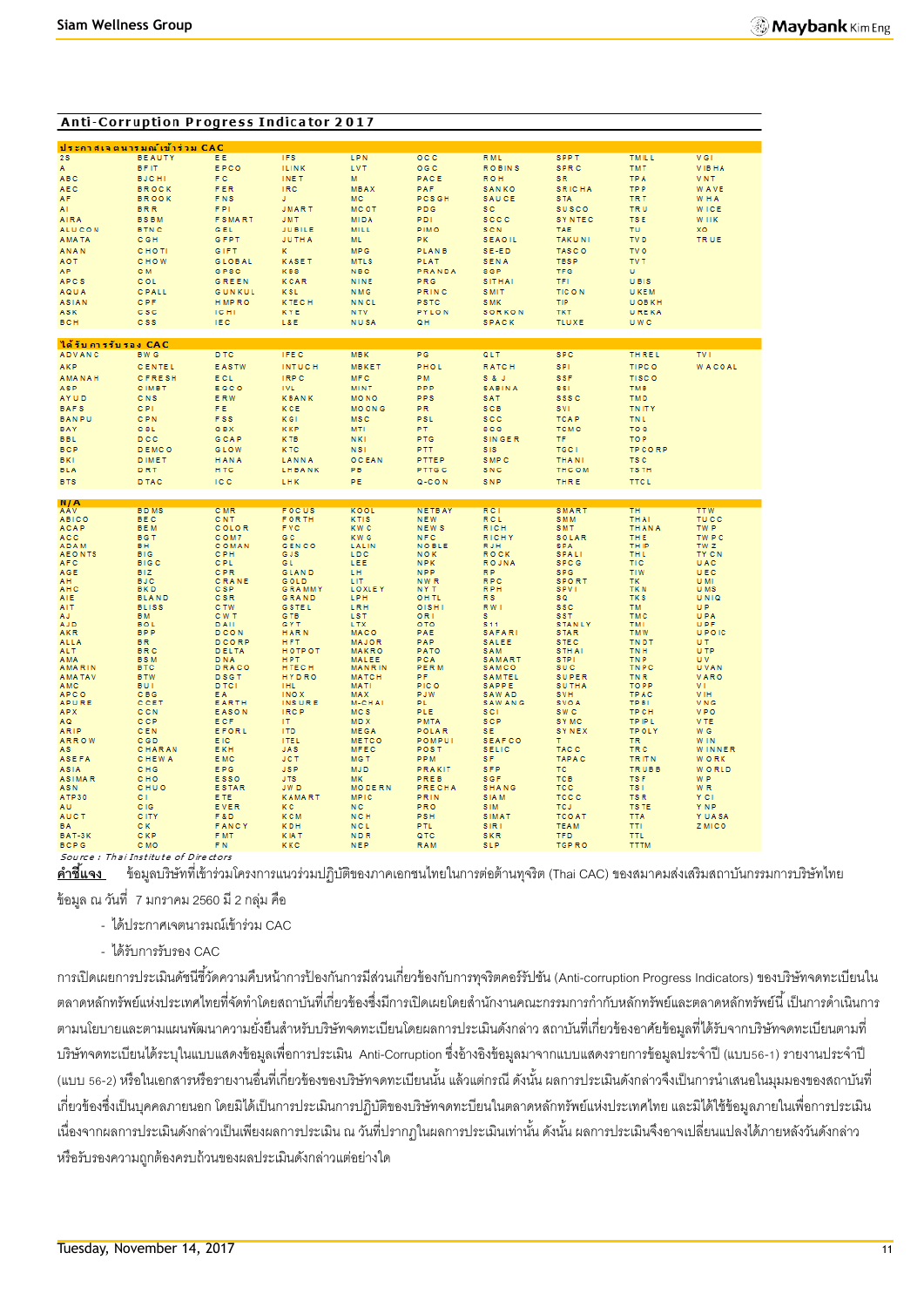## Anti-Corruption Progress Indicator 2017

**ประกาศเจตนารมณ์เข้าร่วม CAC**

| | | | | | | | | | | |
|---|---|---|---|---|---|---|---|---|---|---|
| 2S | BEAUTY | EE | IFS | LPN | OCC | RML | SPPT | TMILL | VGI |
| A | BFIT | EPCO | ILINK | LVT | OGC | ROBINS | SPRC | TMT | VIBHA |
| ABC | BJCHI | FC | INET | M | PACE | ROH | SR | TPA | VNT |
| AEC | BROCK | FER | IRC | MBAX | PAF | SANKO | SRICHA | TPP | WAVE |
| AF | BROOK | FNS | J | MC | PCSGH | SAUCE | STA | TRT | WHA |
| AI | BRR | FPI | JMART | MCOT | PDG | SC | SUSCO | TRU | WICE |
| AIRA | BSBM | FSMART | JMT | MIDA | PDI | SCCC | SYNTEC | TSE | WIIK |
| ALUCON | BTNC | GEL | JUBILE | MILL | PIMO | SCN | TAE | TU | XO |
| AMATA | CGH | GFPT | JUTHA | ML | PK | SEAOIL | TAKUNI | TVD | TRUE |
| ANAN | CHOTI | GIFT | K | MPG | PLANB | SE-ED | TASCO | TVO | |
| AOT | CHOW | GLOBAL | KASET | MTLS | PLAT | SENA | TBSP | TVT | |
| AP | CM | GPSC | KBS | NBC | PRANDA | SGP | TFG | U | |
| APCS | COL | GREEN | KCAR | NINE | PRG | SITHAI | TFI | UBIS | |
| AQUA | CPALL | GUNKUL | KSL | NMG | PRINC | SMIT | TICON | UKEM | |
| ASIAN | CPF | HMPRO | KTECH | NNCL | PSTC | SMK | TIP | UOBKH | |
| ASK | CSC | ICHI | KTE | NTV | PYLON | SORKON | TKT | UREKA | |
| BCH | CSS | IEC | L&E | NUSA | QH | SPACK | TLUXE | UWC | |

**ได้รับการรับรอง CAC**

| | | | | | | | | | |
|---|---|---|---|---|---|---|---|---|---|
| ADVANC | BWG | DTC | IFEC | MBK | PG | QLT | SPC | THREL | TVI |
| AKP | CENTEL | EASTW | INTUCH | MBKET | PHOL | RATCH | SPI | TIPCO | WACOAL |
| AMANAH | CFRESH | ECL | IRPC | MFC | PM | S & J | SSF | TISCO | |
| ASP | CIMBT | EGCO | IVL | MINT | PPP | SABINA | SSI | TMB | |
| AYUD | CNS | ERW | KBANK | MONO | PPS | SAT | SSSC | TMD | |
| BAFS | CPI | FE | KCE | MOONG | PR | SCB | SVI | TNITY | |
| BANPU | CPN | FSS | KGI | MSC | PSL | SCC | TCAP | TNL | |
| BAY | CSL | GBX | KKP | MTI | PT | SCG | TCMC | TOG | |
| BBL | DCC | GCAP | KTB | NKI | PTG | SINGER | TF | TOP | |
| BCP | DEMCO | GLOW | KTC | NSI | PTT | SIS | TGCI | TPCORP | |
| BKI | DIMET | HANA | LANNA | OCEAN | PTTEP | SMPC | THANI | TSC | |
| BLA | DRT | HTC | LHBANK | PB | PTTGC | SNC | THCOM | TSTH | |
| BTS | DTAC | ICC | LHK | PE | Q-CON | SNP | THRE | TTCL | |

**N/A**

| | | | | | | | | | |
|---|---|---|---|---|---|---|---|---|---|
| AAV | BDMS | CMR | FOCUS | KOOL | NETBAY | RCI | SMART | TH | TTW |
| ABICO | BEC | CNT | FORTH | KTIS | NEW | RCL | SMM | THAI | TUCC |
| ACAP | BEM | COLOR | FVC | KWC | NEWS | RICH | SMT | THANA | TWP |
| ACC | BGT | COM7 | GC | KWG | NFC | RICHY | SOLAR | THE | TWPC |
| ADAM | BH | COMAN | GENCO | LALIN | NOBLE | RJH | SPA | THIP | TWZ |
| AEONTS | BIG | CPH | GJS | LDC | NOK | ROCK | SPALI | THL | TYCN |
| AFC | BIGC | CPL | GL | LEE | NPK | ROJNA | SPCG | TIC | UAC |
| AGE | BIZ | CPR | GLAND | LH | NPP | RP | SPG | TIW | UEC |
| AH | BJC | CRANE | GOLD | LIT | NWR | RPC | SPORT | TK | UMI |
| AHC | BKD | CSP | GRAMMY | LOXLEY | NYT | RPH | SPVI | TKN | UMS |
| AIE | BLAND | CSR | GRAND | LPH | OHTL | RS | SQ | TKS | UNIQ |
| AIT | BLISS | CTW | GSTEL | LRH | OISHI | RWI | SSC | TM | UP |
| AJ | BM | CWT | GTB | LST | ORI | S | SST | TMC | UPA |
| AJD | BOL | DAII | GYT | LTX | OTO | S11 | STANLY | TMI | UPF |
| AKR | BPP | DCON | HARN | MACO | PAE | SAFARI | STAR | TMW | UPOIC |
| ALLA | BR | DCORP | HFT | MAJOR | PAP | SALEE | STEC | TNDT | UT |
| ALT | BRC | DELTA | HOTPOT | MAKRO | PATO | SAM | STHAI | TNH | UTP |
| AMA | BSM | DNA | HPT | MALEE | PCA | SAMART | STPI | TNP | UV |
| AMARIN | BTC | DRACO | HTECH | MANRIN | PERM | SAMCO | SUC | TNPC | UVAN |
| AMATAV | BTW | DSGT | HYDRO | MATCH | PF | SAMTEL | SUPER | TNR | VARO |
| AMC | BUI | DTCI | IHL | MATI | PICO | SAPPE | SUTHA | TOPP | VI |
| APCO | CBG | EA | INOX | MAX | PJW | SAWAD | SVH | TPAC | VIH |
| APURE | CCET | EARTH | INSURE | M-CHAI | PL | SAWANG | SVOA | TPBI | VNG |
| APX | CCN | EASON | IRCP | MCS | PLE | SCI | SWC | TPCH | VPO |
| AQ | CCP | ECF | IT | MDX | PMTA | SCP | SYMC | TPIPL | VTE |
| ARIP | CEN | EFORL | ITD | MEGA | POLAR | SE | SYNEX | TPOLY | WG |
| ARROW | CGD | EIC | ITEL | METCO | POMPUI | SEAFCO | T | TR | WIN |
| AS | CHARAN | EKH | JAS | MFEC | POST | SELIC | TACC | TRC | WINNER |
| ASEFA | CHEWA | EMC | JCT | MGT | PPM | SF | TAPAC | TRITN | WORK |
| ASIA | CHG | EPG | JSP | MJD | PRAKIT | SFP | TC | TRUBB | WORLD |
| ASIMAR | CHO | ESSO | JTS | MK | PREB | SGF | TCB | TSF | WP |
| ASN | CHUO | ESTAR | JWD | MODERN | PRECHA | SHANG | TCC | TSI | WR |
| ATP30 | CI | ETE | KAMART | MPIC | PRIN | SIAM | TCCC | TSR | YCI |
| AU | CIG | EVER | KC | NC | PRO | SIM | TCJ | TSTE | YNP |
| AUCT | CITY | F&D | KCM | NCH | PSH | SIMAT | TCOAT | TTA | YUASA |
| BA | CK | FANCY | KDH | NCL | PTL | SIRI | TEAM | TTI | ZMICO |
| BAT-3K | CKP | FMT | KIAT | NDR | QTC | SKR | TFD | TTL | |
| BCPG | CMO | FN | KKC | NEP | RAM | SLP | TGPRO | TTTM | |

*Source : Thai Institute of Directors*

**คำชี้แจง** ข้อมูลบริษัทที่เข้าร่วมโครงการแนวร่วมปฏิบัติของภาคเอกชนไทยในการต่อต้านทุจริต (Thai CAC) ของสมาคมส่งเสริมสถาบันกรรมการบริษัทไทย ข้อมูล ณ วันที่ 7 มกราคม 2560 มี 2 กลุ่ม คือ

- ได้ประกาศเจตนารมณ์เข้าร่วม CAC
- ได้รับการรับรอง CAC

การเปิดเผยการประเมินดัชนีชี้วัดความคืบหน้าการป้องกันการมีส่วนเกี่ยวข้องกับการทุจริตคอร์รัปชัน (Anti-corruption Progress Indicators) ของบริษัทจดทะเบียนในตลาดหลักทรัพย์แห่งประเทศไทยที่จัดทำโดยสถาบันที่เกี่ยวข้องซึ่งมีการเปิดเผยโดยสำนักงานคณะกรรมการกำกับหลักทรัพย์และตลาดหลักทรัพย์นี้ เป็นการดำเนินการตามนโยบายและตามแผนพัฒนาความยั่งยืนสำหรับบริษัทจดทะเบียนโดยผลการประเมินดังกล่าว สถาบันที่เกี่ยวข้องอาศัยข้อมูลที่ได้รับจากบริษัทจดทะเบียนตามที่บริษัทจดทะเบียนได้ระบุในแบบแสดงข้อมูลเพื่อการประเมิน Anti-Corruption ซึ่งอ้างอิงข้อมูลมาจากแบบแสดงรายการข้อมูลประจำปี (แบบ56-1) รายงานประจำปี (แบบ 56-2) หรือในเอกสารหรือรายงานอื่นที่เกี่ยวข้องของบริษัทจดทะเบียนนั้น แล้วแต่กรณี ดังนั้น ผลการประเมินดังกล่าวจึงเป็นการนำเสนอในมุมมองของสถาบันที่เกี่ยวข้องซึ่งเป็นบุคคลภายนอก โดยมิได้เป็นการประเมินการปฏิบัติของบริษัทจดทะเบียนในตลาดหลักทรัพย์แห่งประเทศไทย และมิได้ใช้ข้อมูลภายในเพื่อการประเมิน เนื่องจากผลการประเมินดังกล่าวเป็นเพียงผลการประเมิน ณ วันที่ปรากฏในผลการประเมินเท่านั้น ดังนั้น ผลการประเมินจึงอาจเปลี่ยนแปลงได้ภายหลังวันดังกล่าว หรือรับรองความถูกต้องครบถ้วนของผลประเมินดังกล่าวแต่อย่างใด